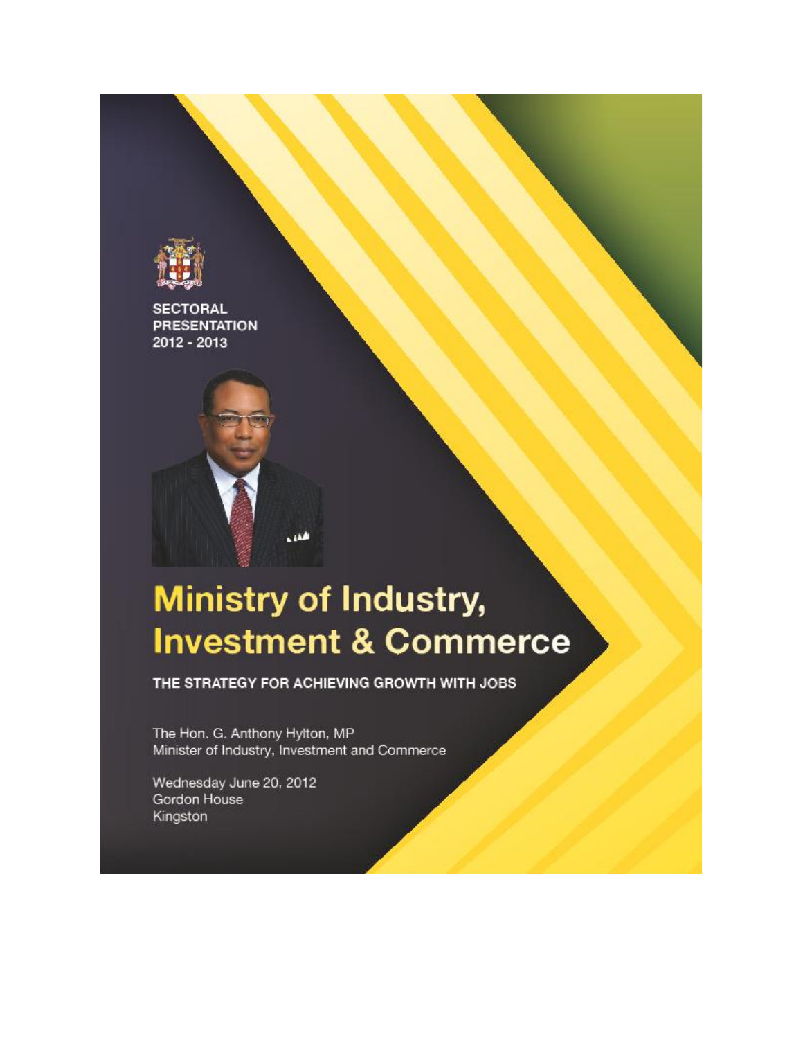SECTORAL PRESENTATION 2012 - 2013

# Ministry of Industry, Investment & Commerce

## THE STRATEGY FOR ACHIEVING GROWTH WITH JOBS

The Hon. G. Anthony Hylton, MP
Minister of Industry, Investment and Commerce

Wednesday June 20, 2012
Gordon House
Kingston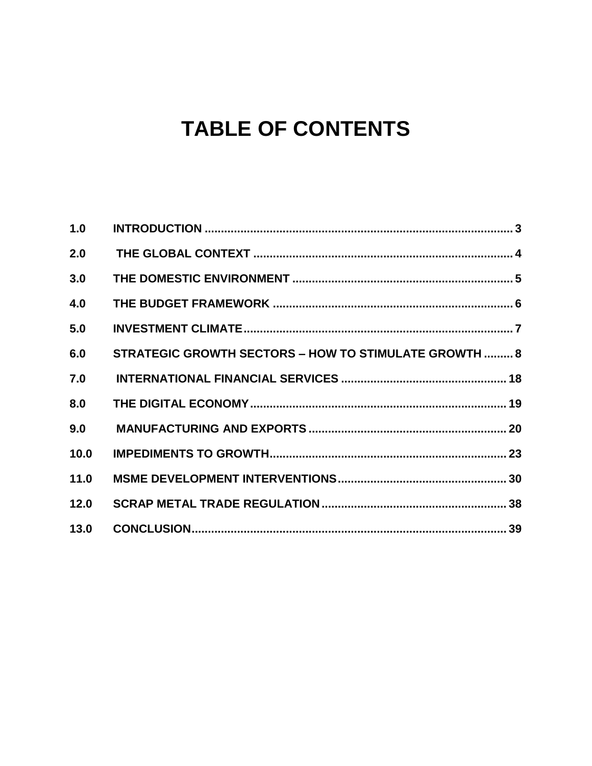# TABLE OF CONTENTS

| | | |
|---|---|---|
| 1.0 | INTRODUCTION | 3 |
| 2.0 | THE GLOBAL CONTEXT | 4 |
| 3.0 | THE DOMESTIC ENVIRONMENT | 5 |
| 4.0 | THE BUDGET FRAMEWORK | 6 |
| 5.0 | INVESTMENT CLIMATE | 7 |
| 6.0 | STRATEGIC GROWTH SECTORS – HOW TO STIMULATE GROWTH | 8 |
| 7.0 | INTERNATIONAL FINANCIAL SERVICES | 18 |
| 8.0 | THE DIGITAL ECONOMY | 19 |
| 9.0 | MANUFACTURING AND EXPORTS | 20 |
| 10.0 | IMPEDIMENTS TO GROWTH | 23 |
| 11.0 | MSME DEVELOPMENT INTERVENTIONS | 30 |
| 12.0 | SCRAP METAL TRADE REGULATION | 38 |
| 13.0 | CONCLUSION | 39 |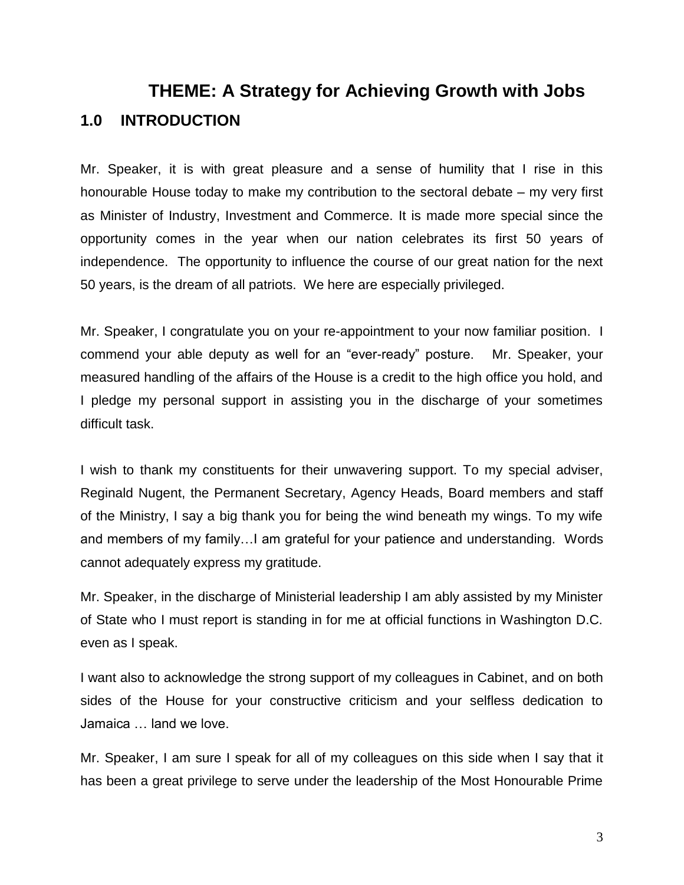# THEME: A Strategy for Achieving Growth with Jobs

## 1.0 INTRODUCTION

Mr. Speaker, it is with great pleasure and a sense of humility that I rise in this honourable House today to make my contribution to the sectoral debate – my very first as Minister of Industry, Investment and Commerce. It is made more special since the opportunity comes in the year when our nation celebrates its first 50 years of independence. The opportunity to influence the course of our great nation for the next 50 years, is the dream of all patriots. We here are especially privileged.

Mr. Speaker, I congratulate you on your re-appointment to your now familiar position. I commend your able deputy as well for an "ever-ready" posture. Mr. Speaker, your measured handling of the affairs of the House is a credit to the high office you hold, and I pledge my personal support in assisting you in the discharge of your sometimes difficult task.

I wish to thank my constituents for their unwavering support. To my special adviser, Reginald Nugent, the Permanent Secretary, Agency Heads, Board members and staff of the Ministry, I say a big thank you for being the wind beneath my wings. To my wife and members of my family…I am grateful for your patience and understanding. Words cannot adequately express my gratitude.

Mr. Speaker, in the discharge of Ministerial leadership I am ably assisted by my Minister of State who I must report is standing in for me at official functions in Washington D.C. even as I speak.

I want also to acknowledge the strong support of my colleagues in Cabinet, and on both sides of the House for your constructive criticism and your selfless dedication to Jamaica … land we love.

Mr. Speaker, I am sure I speak for all of my colleagues on this side when I say that it has been a great privilege to serve under the leadership of the Most Honourable Prime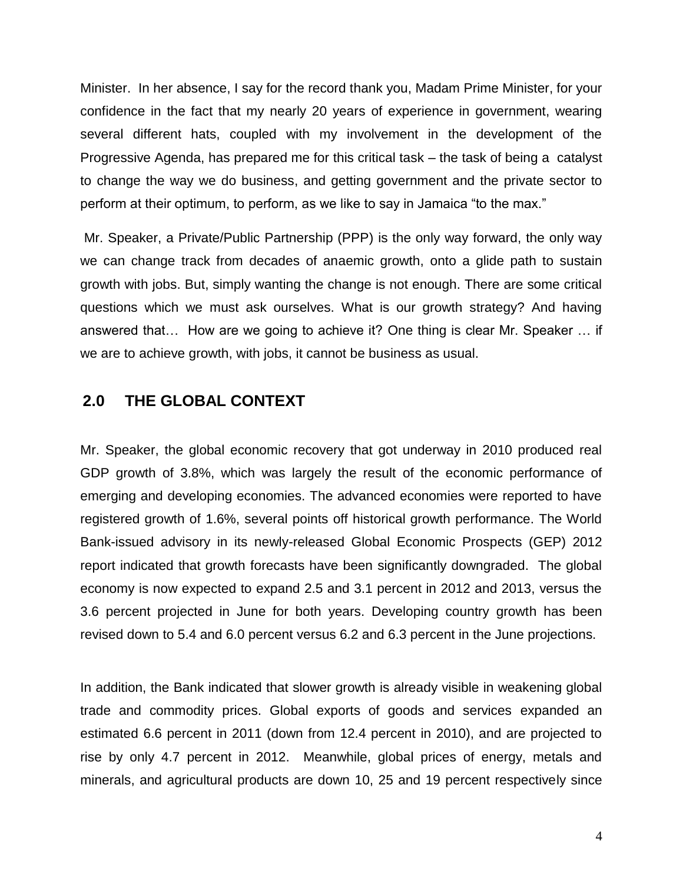Minister. In her absence, I say for the record thank you, Madam Prime Minister, for your confidence in the fact that my nearly 20 years of experience in government, wearing several different hats, coupled with my involvement in the development of the Progressive Agenda, has prepared me for this critical task – the task of being a catalyst to change the way we do business, and getting government and the private sector to perform at their optimum, to perform, as we like to say in Jamaica "to the max."

Mr. Speaker, a Private/Public Partnership (PPP) is the only way forward, the only way we can change track from decades of anaemic growth, onto a glide path to sustain growth with jobs. But, simply wanting the change is not enough. There are some critical questions which we must ask ourselves. What is our growth strategy? And having answered that… How are we going to achieve it? One thing is clear Mr. Speaker … if we are to achieve growth, with jobs, it cannot be business as usual.

## 2.0 THE GLOBAL CONTEXT

Mr. Speaker, the global economic recovery that got underway in 2010 produced real GDP growth of 3.8%, which was largely the result of the economic performance of emerging and developing economies. The advanced economies were reported to have registered growth of 1.6%, several points off historical growth performance. The World Bank-issued advisory in its newly-released Global Economic Prospects (GEP) 2012 report indicated that growth forecasts have been significantly downgraded. The global economy is now expected to expand 2.5 and 3.1 percent in 2012 and 2013, versus the 3.6 percent projected in June for both years. Developing country growth has been revised down to 5.4 and 6.0 percent versus 6.2 and 6.3 percent in the June projections.

In addition, the Bank indicated that slower growth is already visible in weakening global trade and commodity prices. Global exports of goods and services expanded an estimated 6.6 percent in 2011 (down from 12.4 percent in 2010), and are projected to rise by only 4.7 percent in 2012. Meanwhile, global prices of energy, metals and minerals, and agricultural products are down 10, 25 and 19 percent respectively since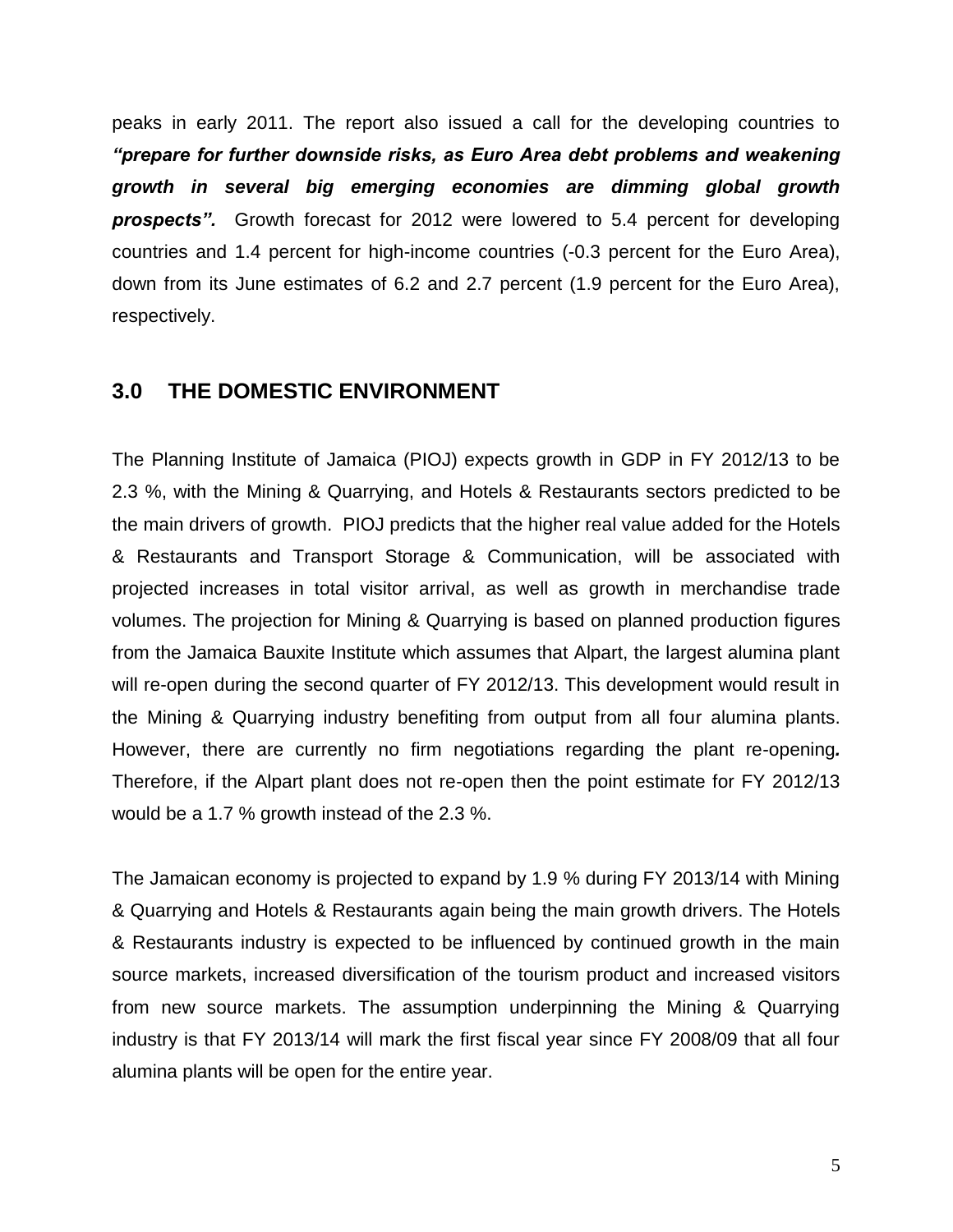peaks in early 2011. The report also issued a call for the developing countries to ***"prepare for further downside risks, as Euro Area debt problems and weakening growth in several big emerging economies are dimming global growth prospects".*** Growth forecast for 2012 were lowered to 5.4 percent for developing countries and 1.4 percent for high-income countries (-0.3 percent for the Euro Area), down from its June estimates of 6.2 and 2.7 percent (1.9 percent for the Euro Area), respectively.

## 3.0 THE DOMESTIC ENVIRONMENT

The Planning Institute of Jamaica (PIOJ) expects growth in GDP in FY 2012/13 to be 2.3 %, with the Mining & Quarrying, and Hotels & Restaurants sectors predicted to be the main drivers of growth. PIOJ predicts that the higher real value added for the Hotels & Restaurants and Transport Storage & Communication, will be associated with projected increases in total visitor arrival, as well as growth in merchandise trade volumes. The projection for Mining & Quarrying is based on planned production figures from the Jamaica Bauxite Institute which assumes that Alpart, the largest alumina plant will re-open during the second quarter of FY 2012/13. This development would result in the Mining & Quarrying industry benefiting from output from all four alumina plants. However, there are currently no firm negotiations regarding the plant re-opening**.** Therefore, if the Alpart plant does not re-open then the point estimate for FY 2012/13 would be a 1.7 % growth instead of the 2.3 %.

The Jamaican economy is projected to expand by 1.9 % during FY 2013/14 with Mining & Quarrying and Hotels & Restaurants again being the main growth drivers. The Hotels & Restaurants industry is expected to be influenced by continued growth in the main source markets, increased diversification of the tourism product and increased visitors from new source markets. The assumption underpinning the Mining & Quarrying industry is that FY 2013/14 will mark the first fiscal year since FY 2008/09 that all four alumina plants will be open for the entire year.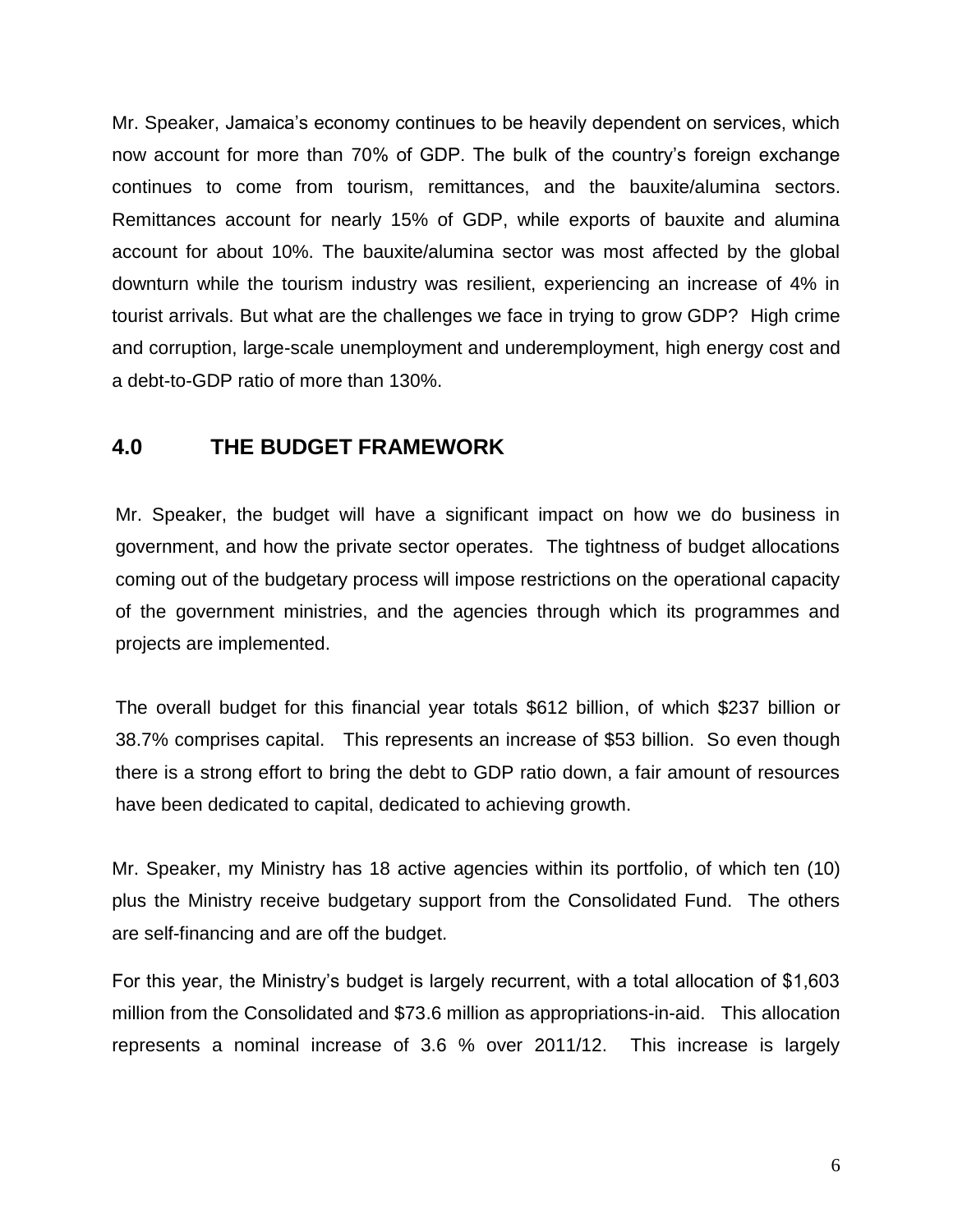Mr. Speaker, Jamaica's economy continues to be heavily dependent on services, which now account for more than 70% of GDP. The bulk of the country's foreign exchange continues to come from tourism, remittances, and the bauxite/alumina sectors. Remittances account for nearly 15% of GDP, while exports of bauxite and alumina account for about 10%. The bauxite/alumina sector was most affected by the global downturn while the tourism industry was resilient, experiencing an increase of 4% in tourist arrivals. But what are the challenges we face in trying to grow GDP? High crime and corruption, large-scale unemployment and underemployment, high energy cost and a debt-to-GDP ratio of more than 130%.

## 4.0 THE BUDGET FRAMEWORK

Mr. Speaker, the budget will have a significant impact on how we do business in government, and how the private sector operates. The tightness of budget allocations coming out of the budgetary process will impose restrictions on the operational capacity of the government ministries, and the agencies through which its programmes and projects are implemented.

The overall budget for this financial year totals $612 billion, of which $237 billion or 38.7% comprises capital. This represents an increase of $53 billion. So even though there is a strong effort to bring the debt to GDP ratio down, a fair amount of resources have been dedicated to capital, dedicated to achieving growth.

Mr. Speaker, my Ministry has 18 active agencies within its portfolio, of which ten (10) plus the Ministry receive budgetary support from the Consolidated Fund. The others are self-financing and are off the budget.

For this year, the Ministry's budget is largely recurrent, with a total allocation of $1,603 million from the Consolidated and $73.6 million as appropriations-in-aid. This allocation represents a nominal increase of 3.6 % over 2011/12. This increase is largely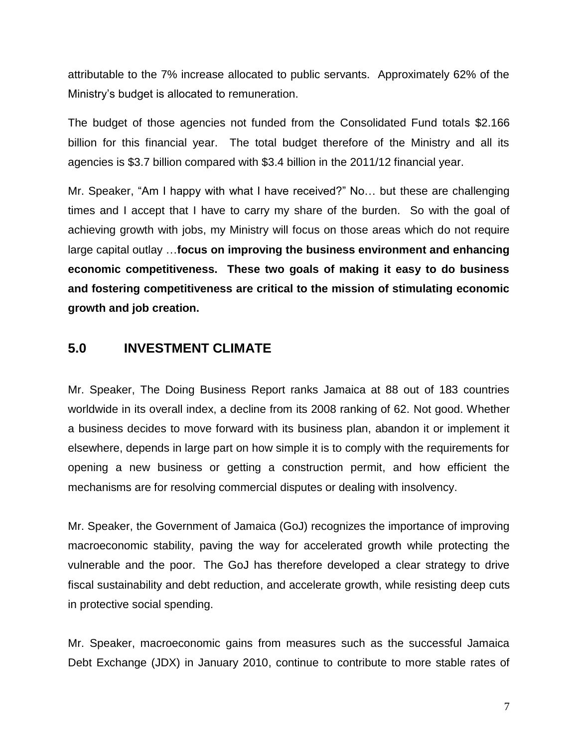attributable to the 7% increase allocated to public servants. Approximately 62% of the Ministry's budget is allocated to remuneration.

The budget of those agencies not funded from the Consolidated Fund totals $2.166 billion for this financial year. The total budget therefore of the Ministry and all its agencies is $3.7 billion compared with $3.4 billion in the 2011/12 financial year.

Mr. Speaker, "Am I happy with what I have received?" No… but these are challenging times and I accept that I have to carry my share of the burden. So with the goal of achieving growth with jobs, my Ministry will focus on those areas which do not require large capital outlay …**focus on improving the business environment and enhancing economic competitiveness. These two goals of making it easy to do business and fostering competitiveness are critical to the mission of stimulating economic growth and job creation.**

## 5.0 INVESTMENT CLIMATE

Mr. Speaker, The Doing Business Report ranks Jamaica at 88 out of 183 countries worldwide in its overall index, a decline from its 2008 ranking of 62. Not good. Whether a business decides to move forward with its business plan, abandon it or implement it elsewhere, depends in large part on how simple it is to comply with the requirements for opening a new business or getting a construction permit, and how efficient the mechanisms are for resolving commercial disputes or dealing with insolvency.

Mr. Speaker, the Government of Jamaica (GoJ) recognizes the importance of improving macroeconomic stability, paving the way for accelerated growth while protecting the vulnerable and the poor. The GoJ has therefore developed a clear strategy to drive fiscal sustainability and debt reduction, and accelerate growth, while resisting deep cuts in protective social spending.

Mr. Speaker, macroeconomic gains from measures such as the successful Jamaica Debt Exchange (JDX) in January 2010, continue to contribute to more stable rates of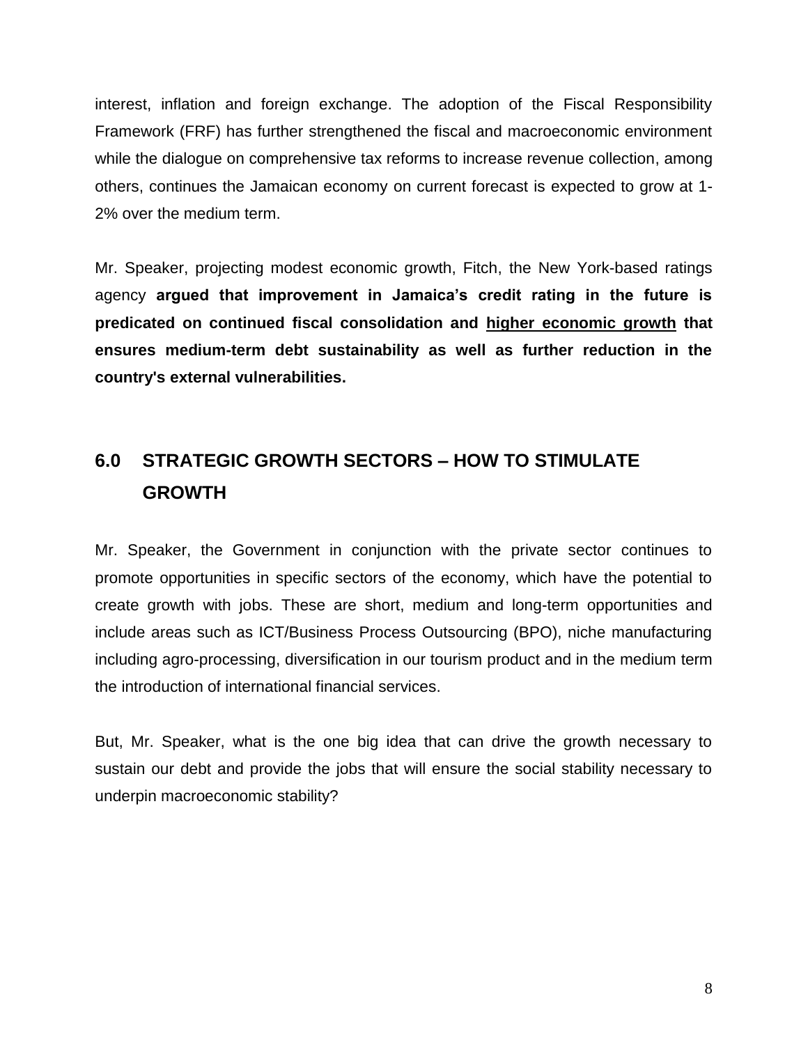interest, inflation and foreign exchange. The adoption of the Fiscal Responsibility Framework (FRF) has further strengthened the fiscal and macroeconomic environment while the dialogue on comprehensive tax reforms to increase revenue collection, among others, continues the Jamaican economy on current forecast is expected to grow at 1-2% over the medium term.

Mr. Speaker, projecting modest economic growth, Fitch, the New York-based ratings agency **argued that improvement in Jamaica's credit rating in the future is predicated on continued fiscal consolidation and <u>higher economic growth</u> that ensures medium-term debt sustainability as well as further reduction in the country's external vulnerabilities.**

## 6.0 STRATEGIC GROWTH SECTORS – HOW TO STIMULATE GROWTH

Mr. Speaker, the Government in conjunction with the private sector continues to promote opportunities in specific sectors of the economy, which have the potential to create growth with jobs. These are short, medium and long-term opportunities and include areas such as ICT/Business Process Outsourcing (BPO), niche manufacturing including agro-processing, diversification in our tourism product and in the medium term the introduction of international financial services.

But, Mr. Speaker, what is the one big idea that can drive the growth necessary to sustain our debt and provide the jobs that will ensure the social stability necessary to underpin macroeconomic stability?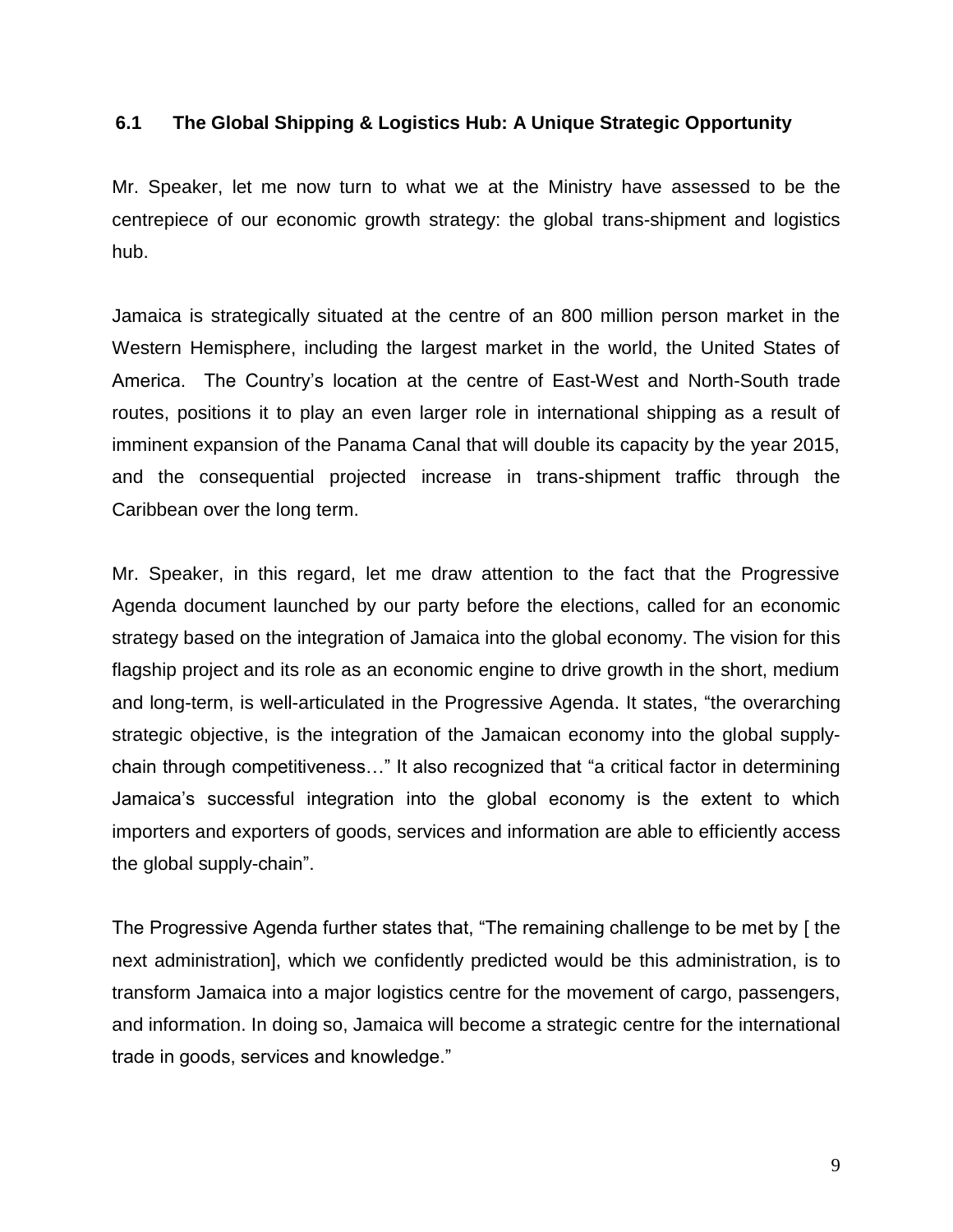### 6.1 The Global Shipping & Logistics Hub: A Unique Strategic Opportunity

Mr. Speaker, let me now turn to what we at the Ministry have assessed to be the centrepiece of our economic growth strategy: the global trans-shipment and logistics hub.

Jamaica is strategically situated at the centre of an 800 million person market in the Western Hemisphere, including the largest market in the world, the United States of America. The Country's location at the centre of East-West and North-South trade routes, positions it to play an even larger role in international shipping as a result of imminent expansion of the Panama Canal that will double its capacity by the year 2015, and the consequential projected increase in trans-shipment traffic through the Caribbean over the long term.

Mr. Speaker, in this regard, let me draw attention to the fact that the Progressive Agenda document launched by our party before the elections, called for an economic strategy based on the integration of Jamaica into the global economy. The vision for this flagship project and its role as an economic engine to drive growth in the short, medium and long-term, is well-articulated in the Progressive Agenda. It states, "the overarching strategic objective, is the integration of the Jamaican economy into the global supply-chain through competitiveness…" It also recognized that "a critical factor in determining Jamaica's successful integration into the global economy is the extent to which importers and exporters of goods, services and information are able to efficiently access the global supply-chain".

The Progressive Agenda further states that, "The remaining challenge to be met by [ the next administration], which we confidently predicted would be this administration, is to transform Jamaica into a major logistics centre for the movement of cargo, passengers, and information. In doing so, Jamaica will become a strategic centre for the international trade in goods, services and knowledge."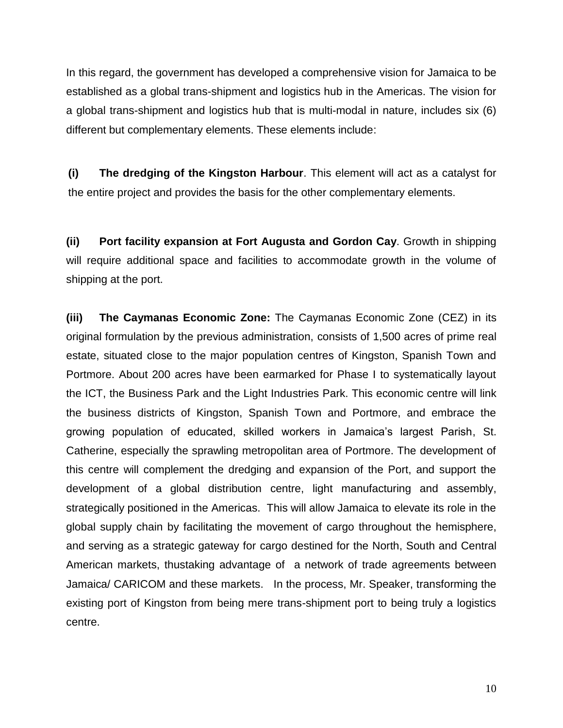In this regard, the government has developed a comprehensive vision for Jamaica to be established as a global trans-shipment and logistics hub in the Americas. The vision for a global trans-shipment and logistics hub that is multi-modal in nature, includes six (6) different but complementary elements. These elements include:

**(i) The dredging of the Kingston Harbour**. This element will act as a catalyst for the entire project and provides the basis for the other complementary elements.

**(ii) Port facility expansion at Fort Augusta and Gordon Cay**. Growth in shipping will require additional space and facilities to accommodate growth in the volume of shipping at the port.

**(iii) The Caymanas Economic Zone:** The Caymanas Economic Zone (CEZ) in its original formulation by the previous administration, consists of 1,500 acres of prime real estate, situated close to the major population centres of Kingston, Spanish Town and Portmore. About 200 acres have been earmarked for Phase I to systematically layout the ICT, the Business Park and the Light Industries Park. This economic centre will link the business districts of Kingston, Spanish Town and Portmore, and embrace the growing population of educated, skilled workers in Jamaica's largest Parish, St. Catherine, especially the sprawling metropolitan area of Portmore. The development of this centre will complement the dredging and expansion of the Port, and support the development of a global distribution centre, light manufacturing and assembly, strategically positioned in the Americas. This will allow Jamaica to elevate its role in the global supply chain by facilitating the movement of cargo throughout the hemisphere, and serving as a strategic gateway for cargo destined for the North, South and Central American markets, thustaking advantage of a network of trade agreements between Jamaica/ CARICOM and these markets. In the process, Mr. Speaker, transforming the existing port of Kingston from being mere trans-shipment port to being truly a logistics centre.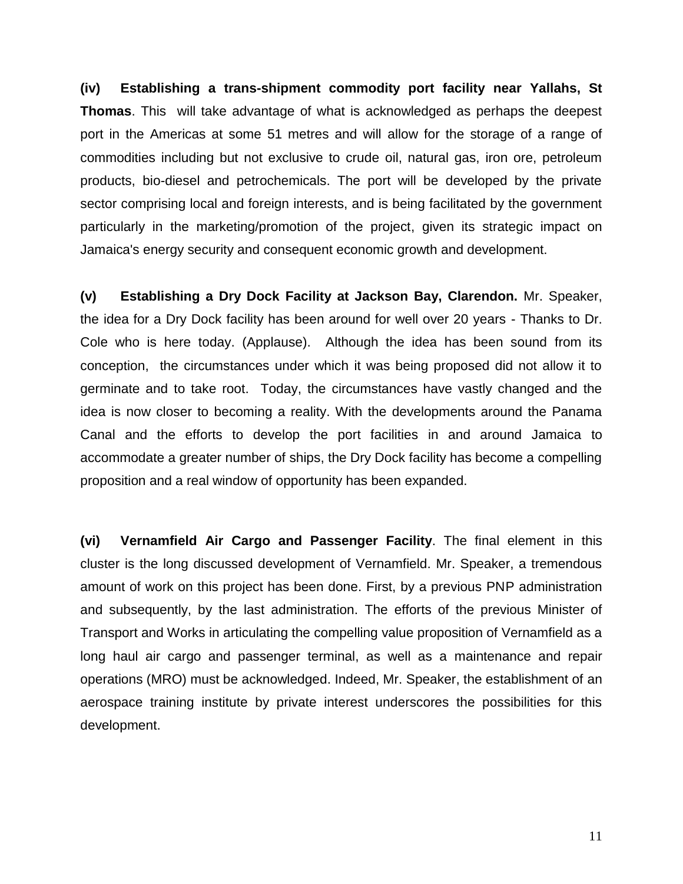**(iv) Establishing a trans-shipment commodity port facility near Yallahs, St Thomas**. This will take advantage of what is acknowledged as perhaps the deepest port in the Americas at some 51 metres and will allow for the storage of a range of commodities including but not exclusive to crude oil, natural gas, iron ore, petroleum products, bio-diesel and petrochemicals. The port will be developed by the private sector comprising local and foreign interests, and is being facilitated by the government particularly in the marketing/promotion of the project, given its strategic impact on Jamaica's energy security and consequent economic growth and development.

**(v) Establishing a Dry Dock Facility at Jackson Bay, Clarendon.** Mr. Speaker, the idea for a Dry Dock facility has been around for well over 20 years - Thanks to Dr. Cole who is here today. (Applause). Although the idea has been sound from its conception, the circumstances under which it was being proposed did not allow it to germinate and to take root. Today, the circumstances have vastly changed and the idea is now closer to becoming a reality. With the developments around the Panama Canal and the efforts to develop the port facilities in and around Jamaica to accommodate a greater number of ships, the Dry Dock facility has become a compelling proposition and a real window of opportunity has been expanded.

**(vi) Vernamfield Air Cargo and Passenger Facility**. The final element in this cluster is the long discussed development of Vernamfield. Mr. Speaker, a tremendous amount of work on this project has been done. First, by a previous PNP administration and subsequently, by the last administration. The efforts of the previous Minister of Transport and Works in articulating the compelling value proposition of Vernamfield as a long haul air cargo and passenger terminal, as well as a maintenance and repair operations (MRO) must be acknowledged. Indeed, Mr. Speaker, the establishment of an aerospace training institute by private interest underscores the possibilities for this development.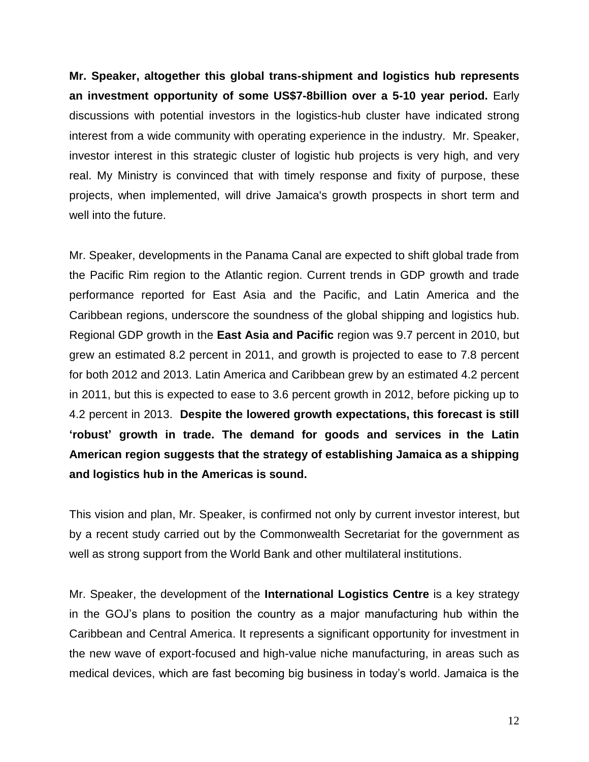**Mr. Speaker, altogether this global trans-shipment and logistics hub represents an investment opportunity of some US$7-8billion over a 5-10 year period.** Early discussions with potential investors in the logistics-hub cluster have indicated strong interest from a wide community with operating experience in the industry. Mr. Speaker, investor interest in this strategic cluster of logistic hub projects is very high, and very real. My Ministry is convinced that with timely response and fixity of purpose, these projects, when implemented, will drive Jamaica's growth prospects in short term and well into the future.

Mr. Speaker, developments in the Panama Canal are expected to shift global trade from the Pacific Rim region to the Atlantic region. Current trends in GDP growth and trade performance reported for East Asia and the Pacific, and Latin America and the Caribbean regions, underscore the soundness of the global shipping and logistics hub. Regional GDP growth in the **East Asia and Pacific** region was 9.7 percent in 2010, but grew an estimated 8.2 percent in 2011, and growth is projected to ease to 7.8 percent for both 2012 and 2013. Latin America and Caribbean grew by an estimated 4.2 percent in 2011, but this is expected to ease to 3.6 percent growth in 2012, before picking up to 4.2 percent in 2013. **Despite the lowered growth expectations, this forecast is still 'robust' growth in trade. The demand for goods and services in the Latin American region suggests that the strategy of establishing Jamaica as a shipping and logistics hub in the Americas is sound.**

This vision and plan, Mr. Speaker, is confirmed not only by current investor interest, but by a recent study carried out by the Commonwealth Secretariat for the government as well as strong support from the World Bank and other multilateral institutions.

Mr. Speaker, the development of the **International Logistics Centre** is a key strategy in the GOJ's plans to position the country as a major manufacturing hub within the Caribbean and Central America. It represents a significant opportunity for investment in the new wave of export-focused and high-value niche manufacturing, in areas such as medical devices, which are fast becoming big business in today's world. Jamaica is the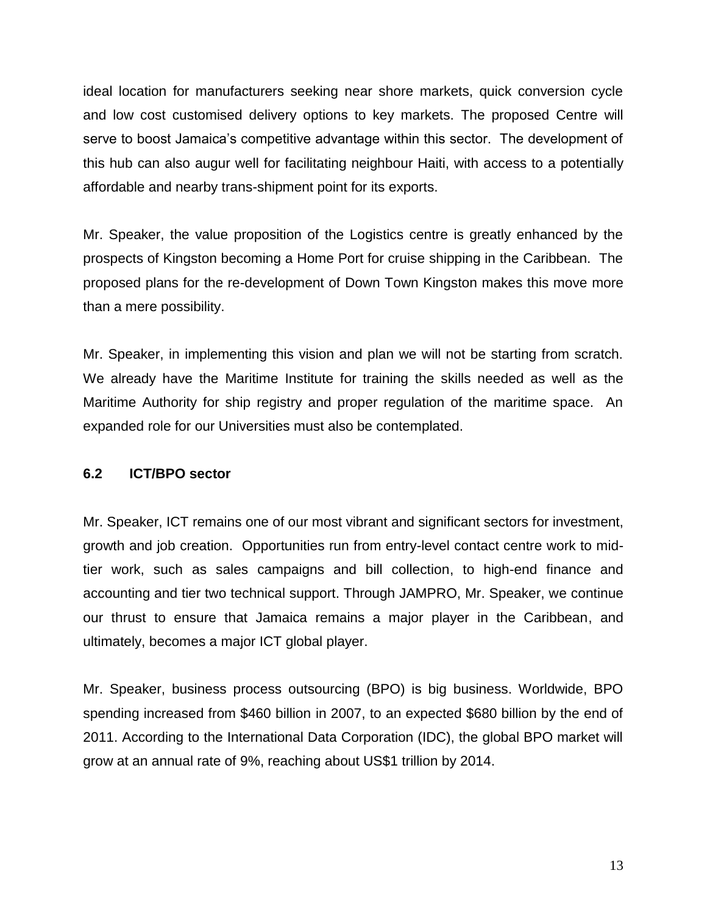ideal location for manufacturers seeking near shore markets, quick conversion cycle and low cost customised delivery options to key markets. The proposed Centre will serve to boost Jamaica's competitive advantage within this sector. The development of this hub can also augur well for facilitating neighbour Haiti, with access to a potentially affordable and nearby trans-shipment point for its exports.

Mr. Speaker, the value proposition of the Logistics centre is greatly enhanced by the prospects of Kingston becoming a Home Port for cruise shipping in the Caribbean. The proposed plans for the re-development of Down Town Kingston makes this move more than a mere possibility.

Mr. Speaker, in implementing this vision and plan we will not be starting from scratch. We already have the Maritime Institute for training the skills needed as well as the Maritime Authority for ship registry and proper regulation of the maritime space. An expanded role for our Universities must also be contemplated.

### 6.2 ICT/BPO sector

Mr. Speaker, ICT remains one of our most vibrant and significant sectors for investment, growth and job creation. Opportunities run from entry-level contact centre work to mid-tier work, such as sales campaigns and bill collection, to high-end finance and accounting and tier two technical support. Through JAMPRO, Mr. Speaker, we continue our thrust to ensure that Jamaica remains a major player in the Caribbean, and ultimately, becomes a major ICT global player.

Mr. Speaker, business process outsourcing (BPO) is big business. Worldwide, BPO spending increased from $460 billion in 2007, to an expected $680 billion by the end of 2011. According to the International Data Corporation (IDC), the global BPO market will grow at an annual rate of 9%, reaching about US$1 trillion by 2014.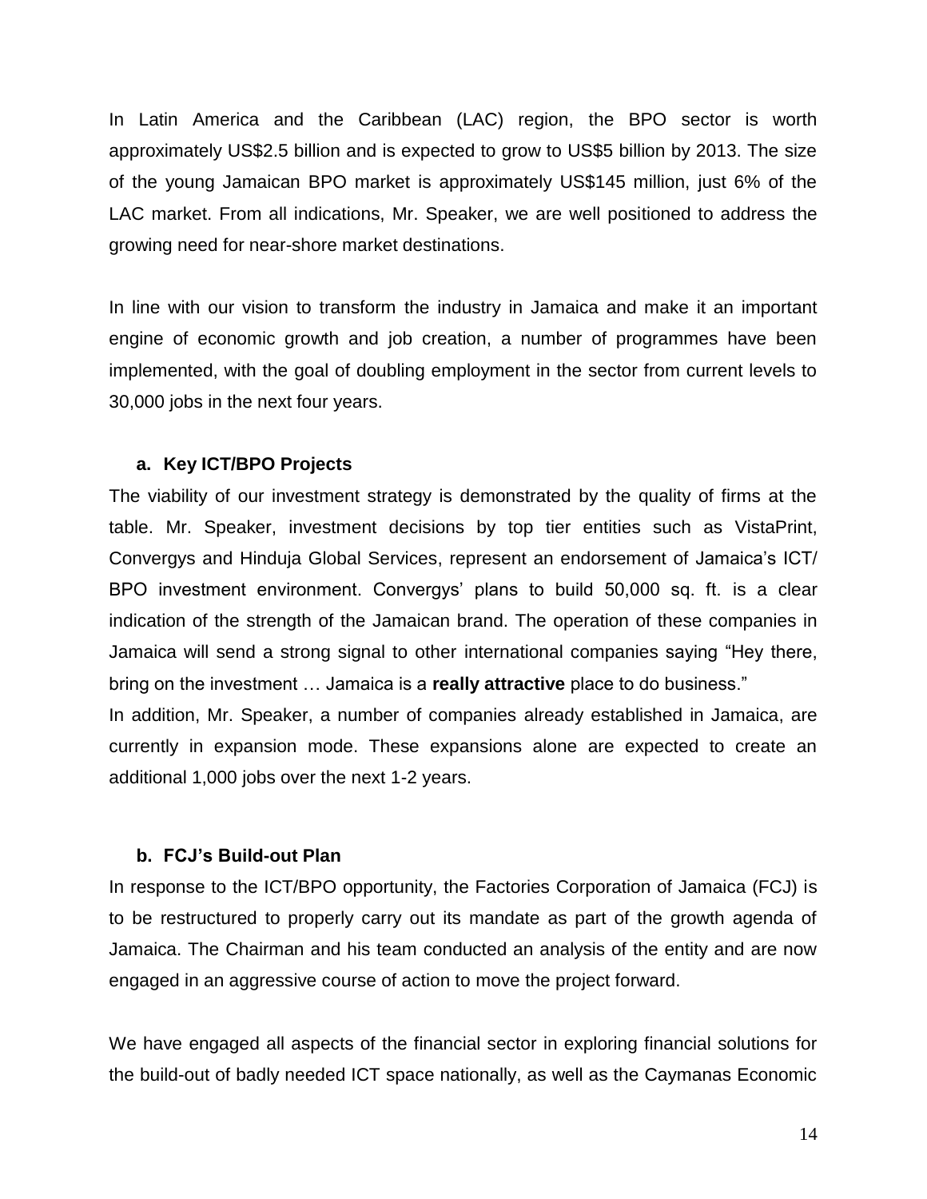In Latin America and the Caribbean (LAC) region, the BPO sector is worth approximately US$2.5 billion and is expected to grow to US$5 billion by 2013. The size of the young Jamaican BPO market is approximately US$145 million, just 6% of the LAC market. From all indications, Mr. Speaker, we are well positioned to address the growing need for near-shore market destinations.

In line with our vision to transform the industry in Jamaica and make it an important engine of economic growth and job creation, a number of programmes have been implemented, with the goal of doubling employment in the sector from current levels to 30,000 jobs in the next four years.

### a. Key ICT/BPO Projects

The viability of our investment strategy is demonstrated by the quality of firms at the table. Mr. Speaker, investment decisions by top tier entities such as VistaPrint, Convergys and Hinduja Global Services, represent an endorsement of Jamaica's ICT/ BPO investment environment. Convergys' plans to build 50,000 sq. ft. is a clear indication of the strength of the Jamaican brand. The operation of these companies in Jamaica will send a strong signal to other international companies saying "Hey there, bring on the investment … Jamaica is a **really attractive** place to do business."

In addition, Mr. Speaker, a number of companies already established in Jamaica, are currently in expansion mode. These expansions alone are expected to create an additional 1,000 jobs over the next 1-2 years.

### b. FCJ's Build-out Plan

In response to the ICT/BPO opportunity, the Factories Corporation of Jamaica (FCJ) is to be restructured to properly carry out its mandate as part of the growth agenda of Jamaica. The Chairman and his team conducted an analysis of the entity and are now engaged in an aggressive course of action to move the project forward.

We have engaged all aspects of the financial sector in exploring financial solutions for the build-out of badly needed ICT space nationally, as well as the Caymanas Economic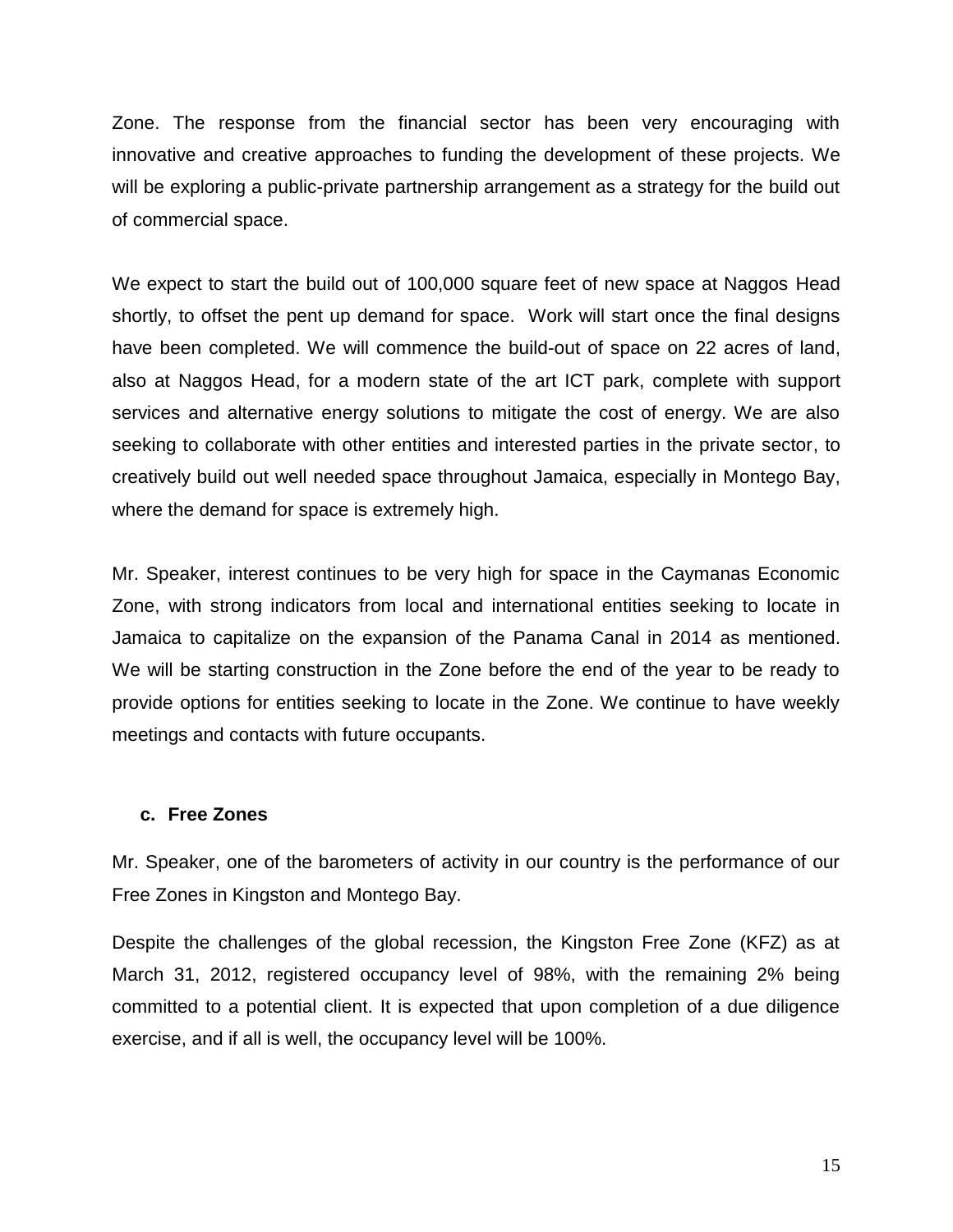Zone. The response from the financial sector has been very encouraging with innovative and creative approaches to funding the development of these projects. We will be exploring a public-private partnership arrangement as a strategy for the build out of commercial space.

We expect to start the build out of 100,000 square feet of new space at Naggos Head shortly, to offset the pent up demand for space. Work will start once the final designs have been completed. We will commence the build-out of space on 22 acres of land, also at Naggos Head, for a modern state of the art ICT park, complete with support services and alternative energy solutions to mitigate the cost of energy. We are also seeking to collaborate with other entities and interested parties in the private sector, to creatively build out well needed space throughout Jamaica, especially in Montego Bay, where the demand for space is extremely high.

Mr. Speaker, interest continues to be very high for space in the Caymanas Economic Zone, with strong indicators from local and international entities seeking to locate in Jamaica to capitalize on the expansion of the Panama Canal in 2014 as mentioned. We will be starting construction in the Zone before the end of the year to be ready to provide options for entities seeking to locate in the Zone. We continue to have weekly meetings and contacts with future occupants.

### c. Free Zones

Mr. Speaker, one of the barometers of activity in our country is the performance of our Free Zones in Kingston and Montego Bay.

Despite the challenges of the global recession, the Kingston Free Zone (KFZ) as at March 31, 2012, registered occupancy level of 98%, with the remaining 2% being committed to a potential client. It is expected that upon completion of a due diligence exercise, and if all is well, the occupancy level will be 100%.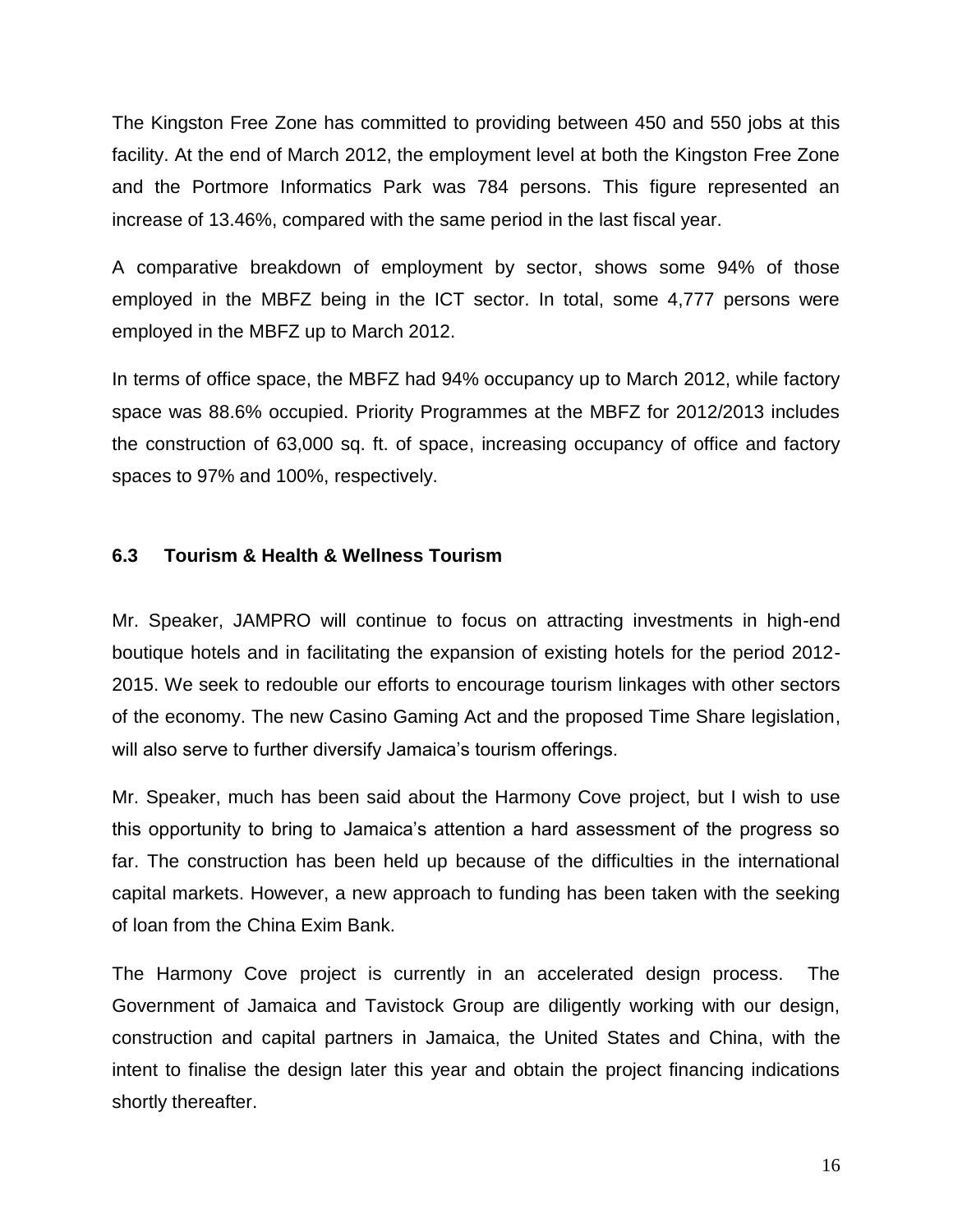The Kingston Free Zone has committed to providing between 450 and 550 jobs at this facility. At the end of March 2012, the employment level at both the Kingston Free Zone and the Portmore Informatics Park was 784 persons. This figure represented an increase of 13.46%, compared with the same period in the last fiscal year.

A comparative breakdown of employment by sector, shows some 94% of those employed in the MBFZ being in the ICT sector. In total, some 4,777 persons were employed in the MBFZ up to March 2012.

In terms of office space, the MBFZ had 94% occupancy up to March 2012, while factory space was 88.6% occupied. Priority Programmes at the MBFZ for 2012/2013 includes the construction of 63,000 sq. ft. of space, increasing occupancy of office and factory spaces to 97% and 100%, respectively.

### 6.3 Tourism & Health & Wellness Tourism

Mr. Speaker, JAMPRO will continue to focus on attracting investments in high-end boutique hotels and in facilitating the expansion of existing hotels for the period 2012-2015. We seek to redouble our efforts to encourage tourism linkages with other sectors of the economy. The new Casino Gaming Act and the proposed Time Share legislation, will also serve to further diversify Jamaica's tourism offerings.

Mr. Speaker, much has been said about the Harmony Cove project, but I wish to use this opportunity to bring to Jamaica's attention a hard assessment of the progress so far. The construction has been held up because of the difficulties in the international capital markets. However, a new approach to funding has been taken with the seeking of loan from the China Exim Bank.

The Harmony Cove project is currently in an accelerated design process. The Government of Jamaica and Tavistock Group are diligently working with our design, construction and capital partners in Jamaica, the United States and China, with the intent to finalise the design later this year and obtain the project financing indications shortly thereafter.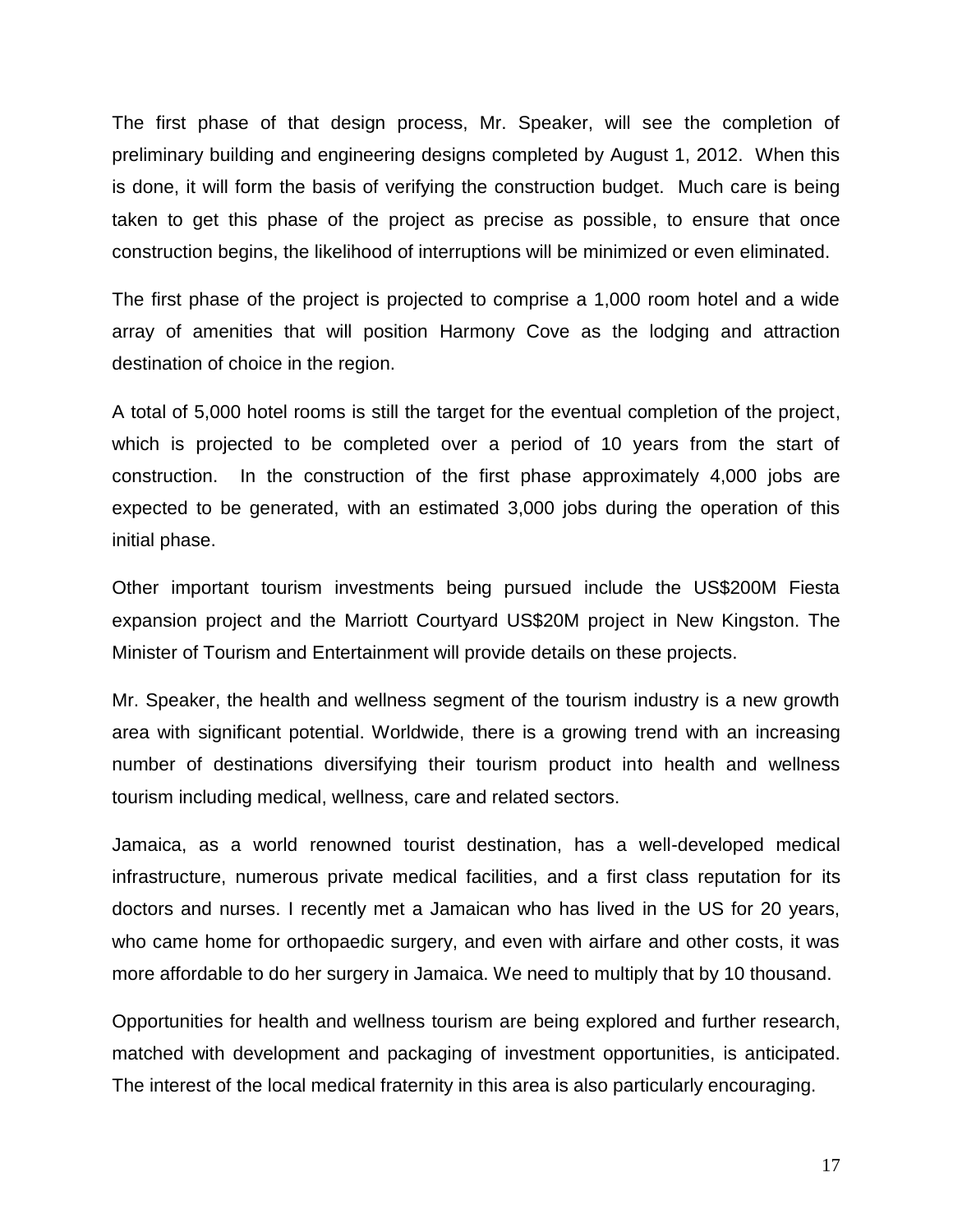The first phase of that design process, Mr. Speaker, will see the completion of preliminary building and engineering designs completed by August 1, 2012. When this is done, it will form the basis of verifying the construction budget. Much care is being taken to get this phase of the project as precise as possible, to ensure that once construction begins, the likelihood of interruptions will be minimized or even eliminated.

The first phase of the project is projected to comprise a 1,000 room hotel and a wide array of amenities that will position Harmony Cove as the lodging and attraction destination of choice in the region.

A total of 5,000 hotel rooms is still the target for the eventual completion of the project, which is projected to be completed over a period of 10 years from the start of construction. In the construction of the first phase approximately 4,000 jobs are expected to be generated, with an estimated 3,000 jobs during the operation of this initial phase.

Other important tourism investments being pursued include the US$200M Fiesta expansion project and the Marriott Courtyard US$20M project in New Kingston. The Minister of Tourism and Entertainment will provide details on these projects.

Mr. Speaker, the health and wellness segment of the tourism industry is a new growth area with significant potential. Worldwide, there is a growing trend with an increasing number of destinations diversifying their tourism product into health and wellness tourism including medical, wellness, care and related sectors.

Jamaica, as a world renowned tourist destination, has a well-developed medical infrastructure, numerous private medical facilities, and a first class reputation for its doctors and nurses. I recently met a Jamaican who has lived in the US for 20 years, who came home for orthopaedic surgery, and even with airfare and other costs, it was more affordable to do her surgery in Jamaica. We need to multiply that by 10 thousand.

Opportunities for health and wellness tourism are being explored and further research, matched with development and packaging of investment opportunities, is anticipated. The interest of the local medical fraternity in this area is also particularly encouraging.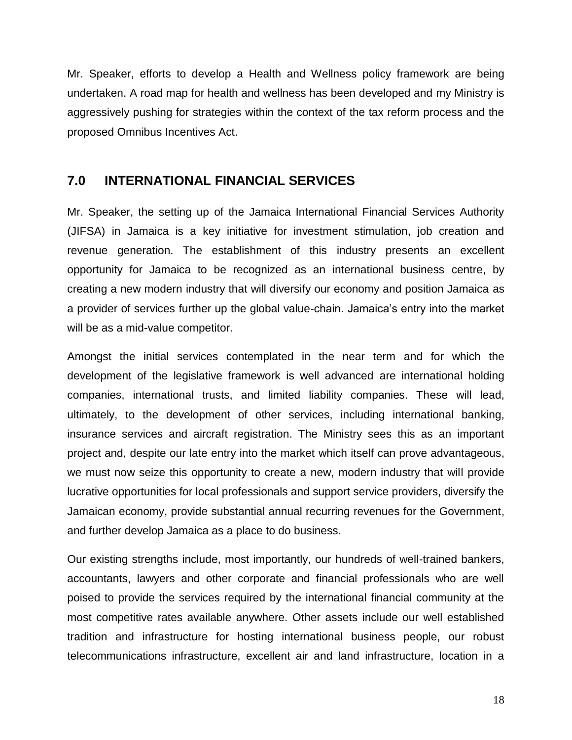Mr. Speaker, efforts to develop a Health and Wellness policy framework are being undertaken. A road map for health and wellness has been developed and my Ministry is aggressively pushing for strategies within the context of the tax reform process and the proposed Omnibus Incentives Act.

## 7.0 INTERNATIONAL FINANCIAL SERVICES

Mr. Speaker, the setting up of the Jamaica International Financial Services Authority (JIFSA) in Jamaica is a key initiative for investment stimulation, job creation and revenue generation. The establishment of this industry presents an excellent opportunity for Jamaica to be recognized as an international business centre, by creating a new modern industry that will diversify our economy and position Jamaica as a provider of services further up the global value-chain. Jamaica's entry into the market will be as a mid-value competitor.

Amongst the initial services contemplated in the near term and for which the development of the legislative framework is well advanced are international holding companies, international trusts, and limited liability companies. These will lead, ultimately, to the development of other services, including international banking, insurance services and aircraft registration. The Ministry sees this as an important project and, despite our late entry into the market which itself can prove advantageous, we must now seize this opportunity to create a new, modern industry that will provide lucrative opportunities for local professionals and support service providers, diversify the Jamaican economy, provide substantial annual recurring revenues for the Government, and further develop Jamaica as a place to do business.

Our existing strengths include, most importantly, our hundreds of well-trained bankers, accountants, lawyers and other corporate and financial professionals who are well poised to provide the services required by the international financial community at the most competitive rates available anywhere. Other assets include our well established tradition and infrastructure for hosting international business people, our robust telecommunications infrastructure, excellent air and land infrastructure, location in a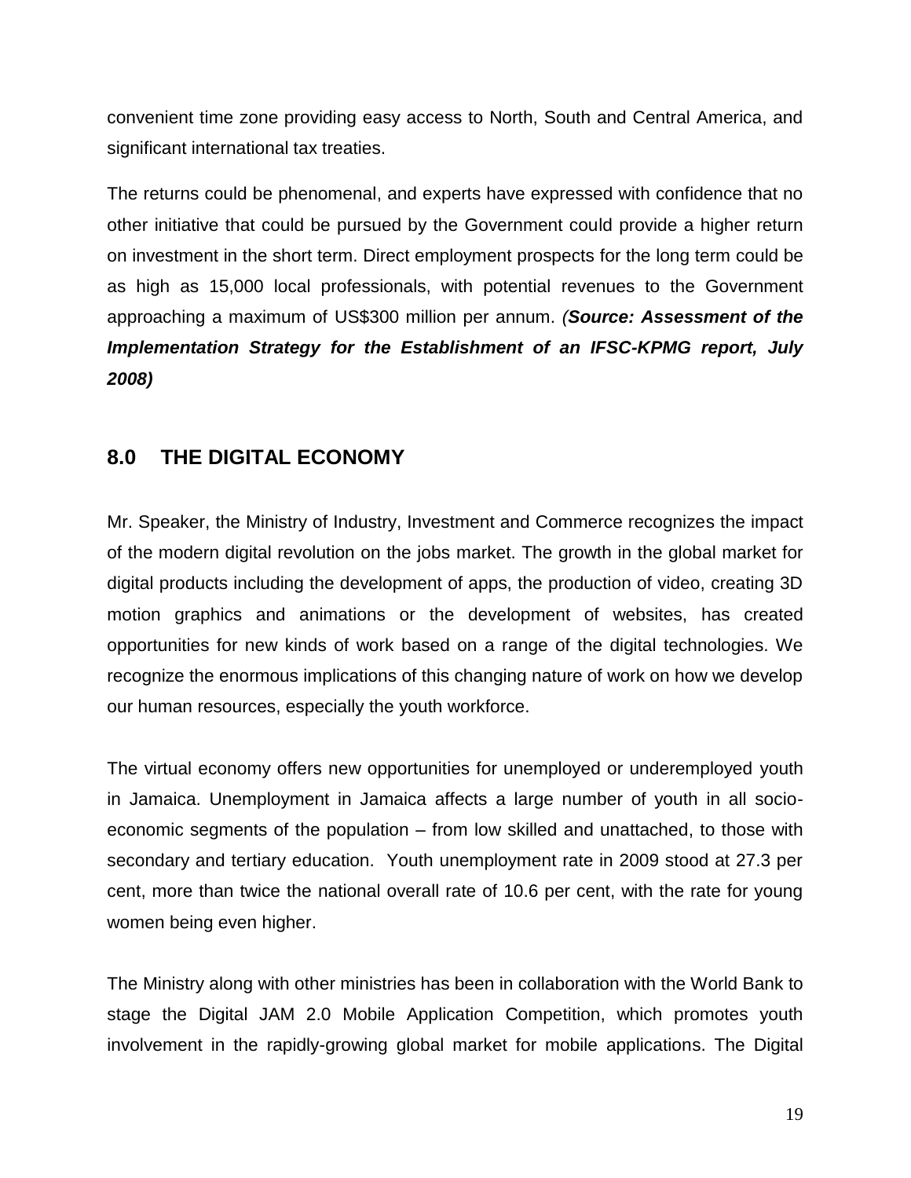convenient time zone providing easy access to North, South and Central America, and significant international tax treaties.

The returns could be phenomenal, and experts have expressed with confidence that no other initiative that could be pursued by the Government could provide a higher return on investment in the short term. Direct employment prospects for the long term could be as high as 15,000 local professionals, with potential revenues to the Government approaching a maximum of US$300 million per annum. *(**Source: Assessment of the Implementation Strategy for the Establishment of an IFSC-KPMG report, July 2008)***

## 8.0 THE DIGITAL ECONOMY

Mr. Speaker, the Ministry of Industry, Investment and Commerce recognizes the impact of the modern digital revolution on the jobs market. The growth in the global market for digital products including the development of apps, the production of video, creating 3D motion graphics and animations or the development of websites, has created opportunities for new kinds of work based on a range of the digital technologies. We recognize the enormous implications of this changing nature of work on how we develop our human resources, especially the youth workforce.

The virtual economy offers new opportunities for unemployed or underemployed youth in Jamaica. Unemployment in Jamaica affects a large number of youth in all socio-economic segments of the population – from low skilled and unattached, to those with secondary and tertiary education. Youth unemployment rate in 2009 stood at 27.3 per cent, more than twice the national overall rate of 10.6 per cent, with the rate for young women being even higher.

The Ministry along with other ministries has been in collaboration with the World Bank to stage the Digital JAM 2.0 Mobile Application Competition, which promotes youth involvement in the rapidly-growing global market for mobile applications. The Digital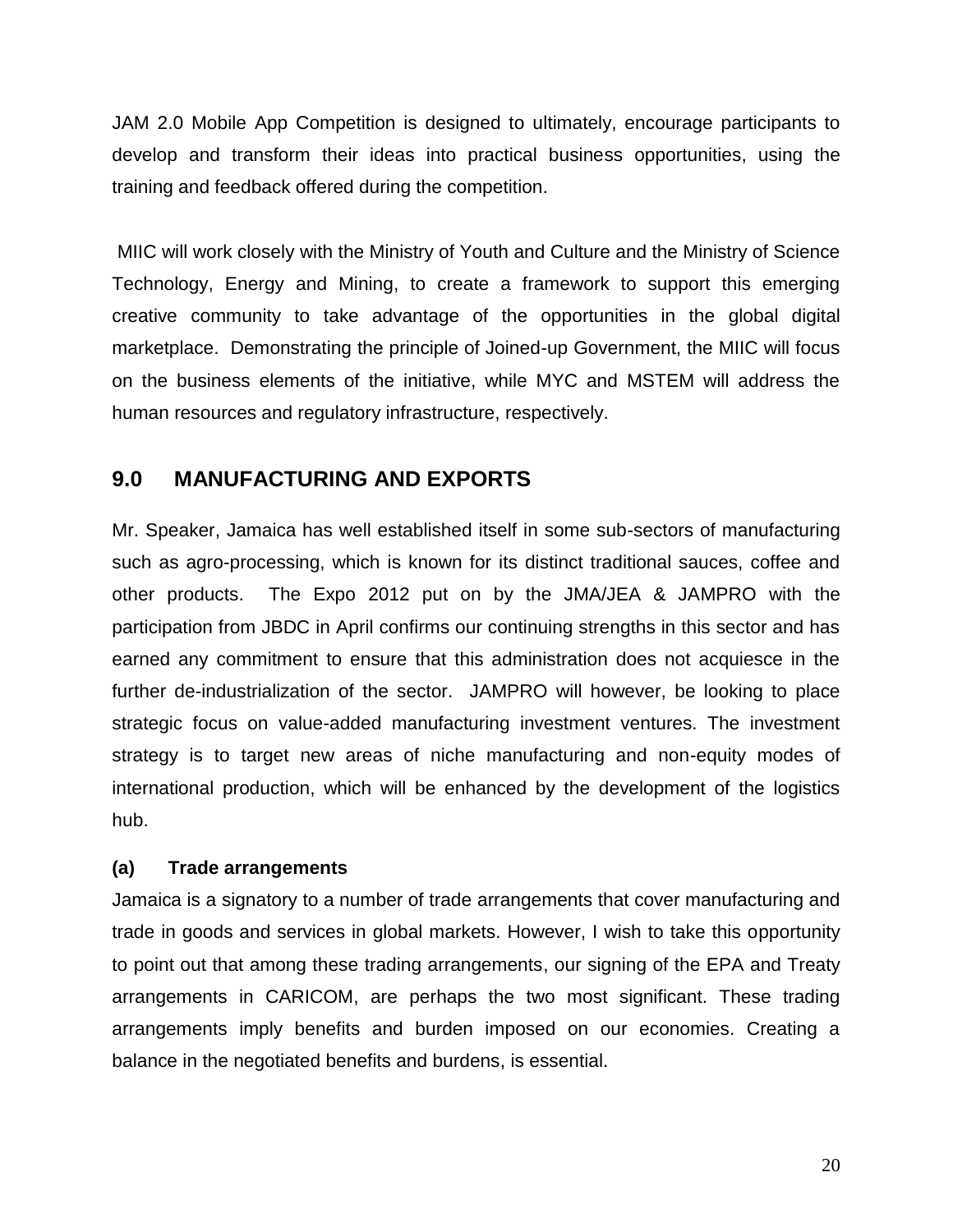JAM 2.0 Mobile App Competition is designed to ultimately, encourage participants to develop and transform their ideas into practical business opportunities, using the training and feedback offered during the competition.

MIIC will work closely with the Ministry of Youth and Culture and the Ministry of Science Technology, Energy and Mining, to create a framework to support this emerging creative community to take advantage of the opportunities in the global digital marketplace. Demonstrating the principle of Joined-up Government, the MIIC will focus on the business elements of the initiative, while MYC and MSTEM will address the human resources and regulatory infrastructure, respectively.

## 9.0 MANUFACTURING AND EXPORTS

Mr. Speaker, Jamaica has well established itself in some sub-sectors of manufacturing such as agro-processing, which is known for its distinct traditional sauces, coffee and other products. The Expo 2012 put on by the JMA/JEA & JAMPRO with the participation from JBDC in April confirms our continuing strengths in this sector and has earned any commitment to ensure that this administration does not acquiesce in the further de-industrialization of the sector. JAMPRO will however, be looking to place strategic focus on value-added manufacturing investment ventures. The investment strategy is to target new areas of niche manufacturing and non-equity modes of international production, which will be enhanced by the development of the logistics hub.

### (a) Trade arrangements

Jamaica is a signatory to a number of trade arrangements that cover manufacturing and trade in goods and services in global markets. However, I wish to take this opportunity to point out that among these trading arrangements, our signing of the EPA and Treaty arrangements in CARICOM, are perhaps the two most significant. These trading arrangements imply benefits and burden imposed on our economies. Creating a balance in the negotiated benefits and burdens, is essential.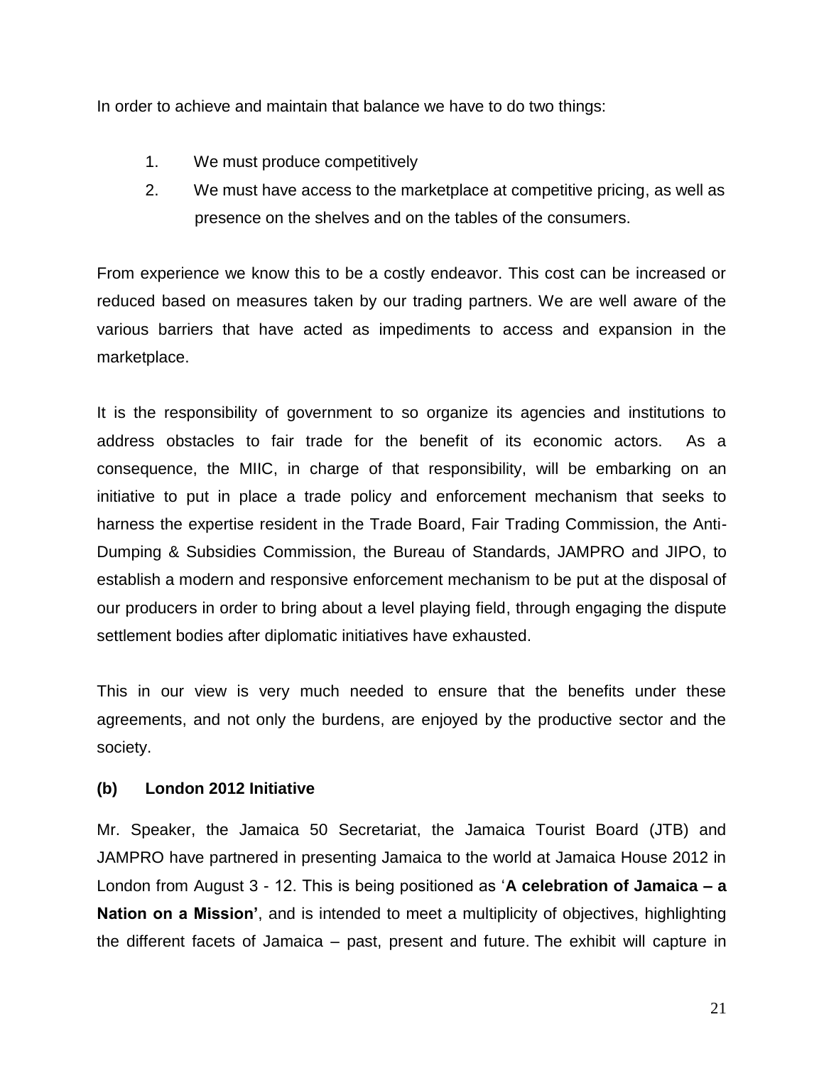In order to achieve and maintain that balance we have to do two things:

1. We must produce competitively
2. We must have access to the marketplace at competitive pricing, as well as presence on the shelves and on the tables of the consumers.

From experience we know this to be a costly endeavor. This cost can be increased or reduced based on measures taken by our trading partners. We are well aware of the various barriers that have acted as impediments to access and expansion in the marketplace.

It is the responsibility of government to so organize its agencies and institutions to address obstacles to fair trade for the benefit of its economic actors. As a consequence, the MIIC, in charge of that responsibility, will be embarking on an initiative to put in place a trade policy and enforcement mechanism that seeks to harness the expertise resident in the Trade Board, Fair Trading Commission, the Anti-Dumping & Subsidies Commission, the Bureau of Standards, JAMPRO and JIPO, to establish a modern and responsive enforcement mechanism to be put at the disposal of our producers in order to bring about a level playing field, through engaging the dispute settlement bodies after diplomatic initiatives have exhausted.

This in our view is very much needed to ensure that the benefits under these agreements, and not only the burdens, are enjoyed by the productive sector and the society.

**(b) London 2012 Initiative**

Mr. Speaker, the Jamaica 50 Secretariat, the Jamaica Tourist Board (JTB) and JAMPRO have partnered in presenting Jamaica to the world at Jamaica House 2012 in London from August 3 - 12. This is being positioned as '**A celebration of Jamaica – a Nation on a Mission'**, and is intended to meet a multiplicity of objectives, highlighting the different facets of Jamaica – past, present and future. The exhibit will capture in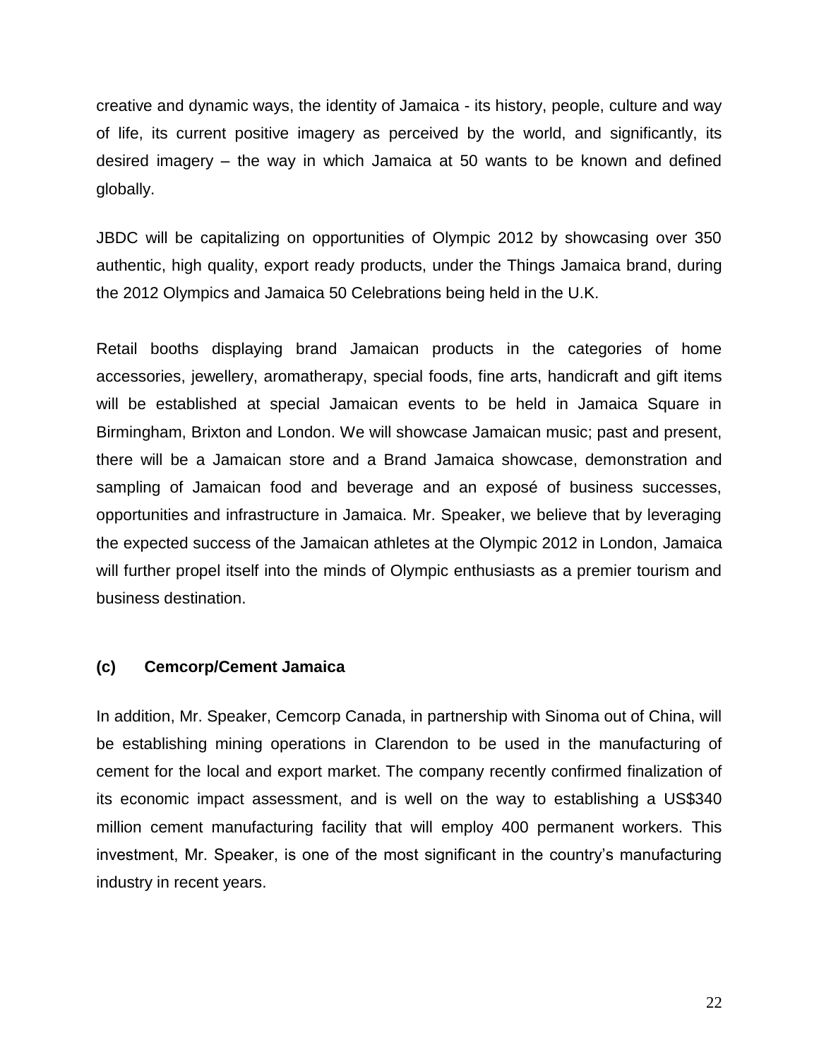creative and dynamic ways, the identity of Jamaica - its history, people, culture and way of life, its current positive imagery as perceived by the world, and significantly, its desired imagery – the way in which Jamaica at 50 wants to be known and defined globally.

JBDC will be capitalizing on opportunities of Olympic 2012 by showcasing over 350 authentic, high quality, export ready products, under the Things Jamaica brand, during the 2012 Olympics and Jamaica 50 Celebrations being held in the U.K.

Retail booths displaying brand Jamaican products in the categories of home accessories, jewellery, aromatherapy, special foods, fine arts, handicraft and gift items will be established at special Jamaican events to be held in Jamaica Square in Birmingham, Brixton and London. We will showcase Jamaican music; past and present, there will be a Jamaican store and a Brand Jamaica showcase, demonstration and sampling of Jamaican food and beverage and an exposé of business successes, opportunities and infrastructure in Jamaica. Mr. Speaker, we believe that by leveraging the expected success of the Jamaican athletes at the Olympic 2012 in London, Jamaica will further propel itself into the minds of Olympic enthusiasts as a premier tourism and business destination.

### (c) Cemcorp/Cement Jamaica

In addition, Mr. Speaker, Cemcorp Canada, in partnership with Sinoma out of China, will be establishing mining operations in Clarendon to be used in the manufacturing of cement for the local and export market. The company recently confirmed finalization of its economic impact assessment, and is well on the way to establishing a US$340 million cement manufacturing facility that will employ 400 permanent workers. This investment, Mr. Speaker, is one of the most significant in the country's manufacturing industry in recent years.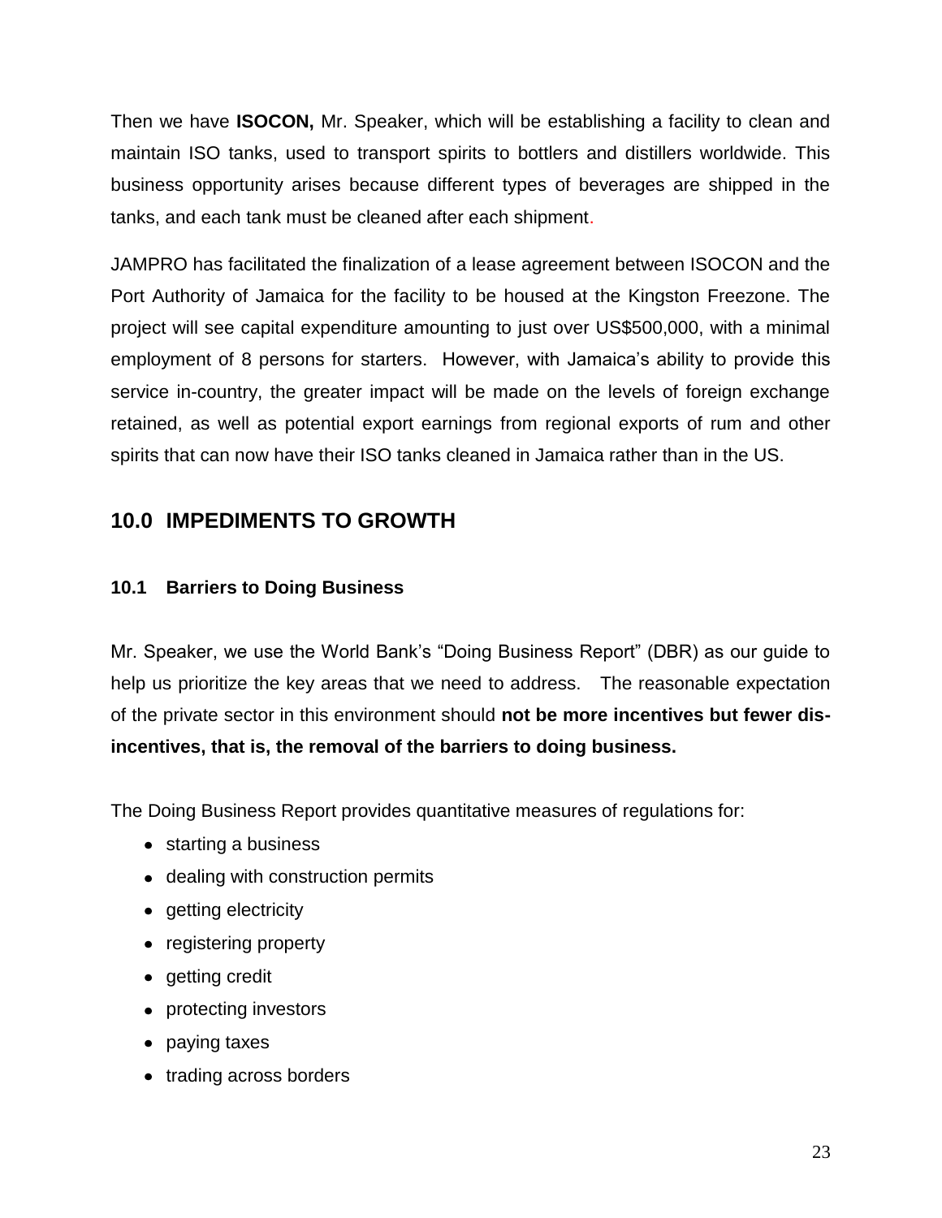Then we have **ISOCON,** Mr. Speaker, which will be establishing a facility to clean and maintain ISO tanks, used to transport spirits to bottlers and distillers worldwide. This business opportunity arises because different types of beverages are shipped in the tanks, and each tank must be cleaned after each shipment.

JAMPRO has facilitated the finalization of a lease agreement between ISOCON and the Port Authority of Jamaica for the facility to be housed at the Kingston Freezone. The project will see capital expenditure amounting to just over US$500,000, with a minimal employment of 8 persons for starters. However, with Jamaica's ability to provide this service in-country, the greater impact will be made on the levels of foreign exchange retained, as well as potential export earnings from regional exports of rum and other spirits that can now have their ISO tanks cleaned in Jamaica rather than in the US.

## 10.0 IMPEDIMENTS TO GROWTH

### 10.1 Barriers to Doing Business

Mr. Speaker, we use the World Bank's "Doing Business Report" (DBR) as our guide to help us prioritize the key areas that we need to address. The reasonable expectation of the private sector in this environment should **not be more incentives but fewer dis-incentives, that is, the removal of the barriers to doing business.**

The Doing Business Report provides quantitative measures of regulations for:

- starting a business
- dealing with construction permits
- getting electricity
- registering property
- getting credit
- protecting investors
- paying taxes
- trading across borders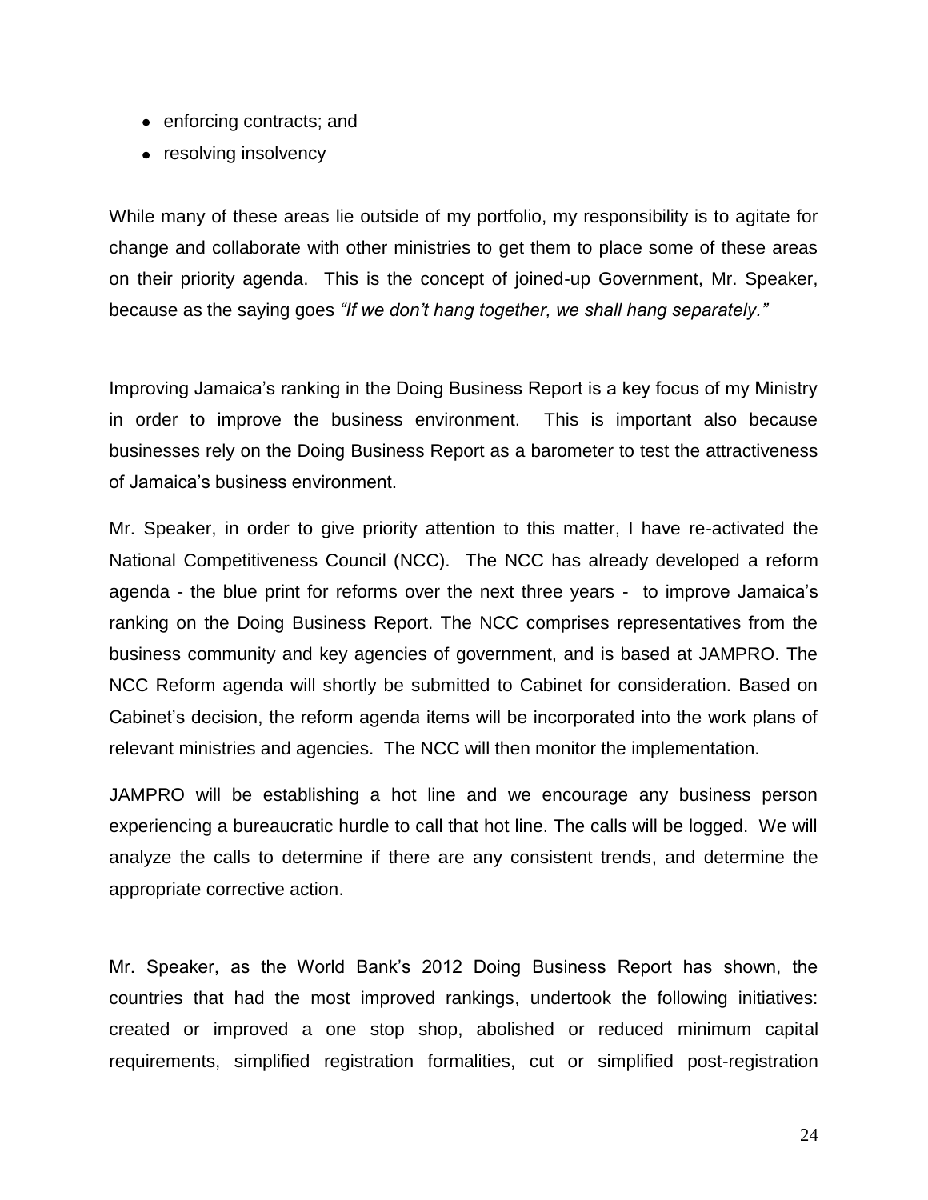- enforcing contracts; and
- resolving insolvency

While many of these areas lie outside of my portfolio, my responsibility is to agitate for change and collaborate with other ministries to get them to place some of these areas on their priority agenda. This is the concept of joined-up Government, Mr. Speaker, because as the saying goes *"If we don't hang together, we shall hang separately."*

Improving Jamaica's ranking in the Doing Business Report is a key focus of my Ministry in order to improve the business environment. This is important also because businesses rely on the Doing Business Report as a barometer to test the attractiveness of Jamaica's business environment.

Mr. Speaker, in order to give priority attention to this matter, I have re-activated the National Competitiveness Council (NCC). The NCC has already developed a reform agenda - the blue print for reforms over the next three years - to improve Jamaica's ranking on the Doing Business Report. The NCC comprises representatives from the business community and key agencies of government, and is based at JAMPRO. The NCC Reform agenda will shortly be submitted to Cabinet for consideration. Based on Cabinet's decision, the reform agenda items will be incorporated into the work plans of relevant ministries and agencies. The NCC will then monitor the implementation.

JAMPRO will be establishing a hot line and we encourage any business person experiencing a bureaucratic hurdle to call that hot line. The calls will be logged. We will analyze the calls to determine if there are any consistent trends, and determine the appropriate corrective action.

Mr. Speaker, as the World Bank's 2012 Doing Business Report has shown, the countries that had the most improved rankings, undertook the following initiatives: created or improved a one stop shop, abolished or reduced minimum capital requirements, simplified registration formalities, cut or simplified post-registration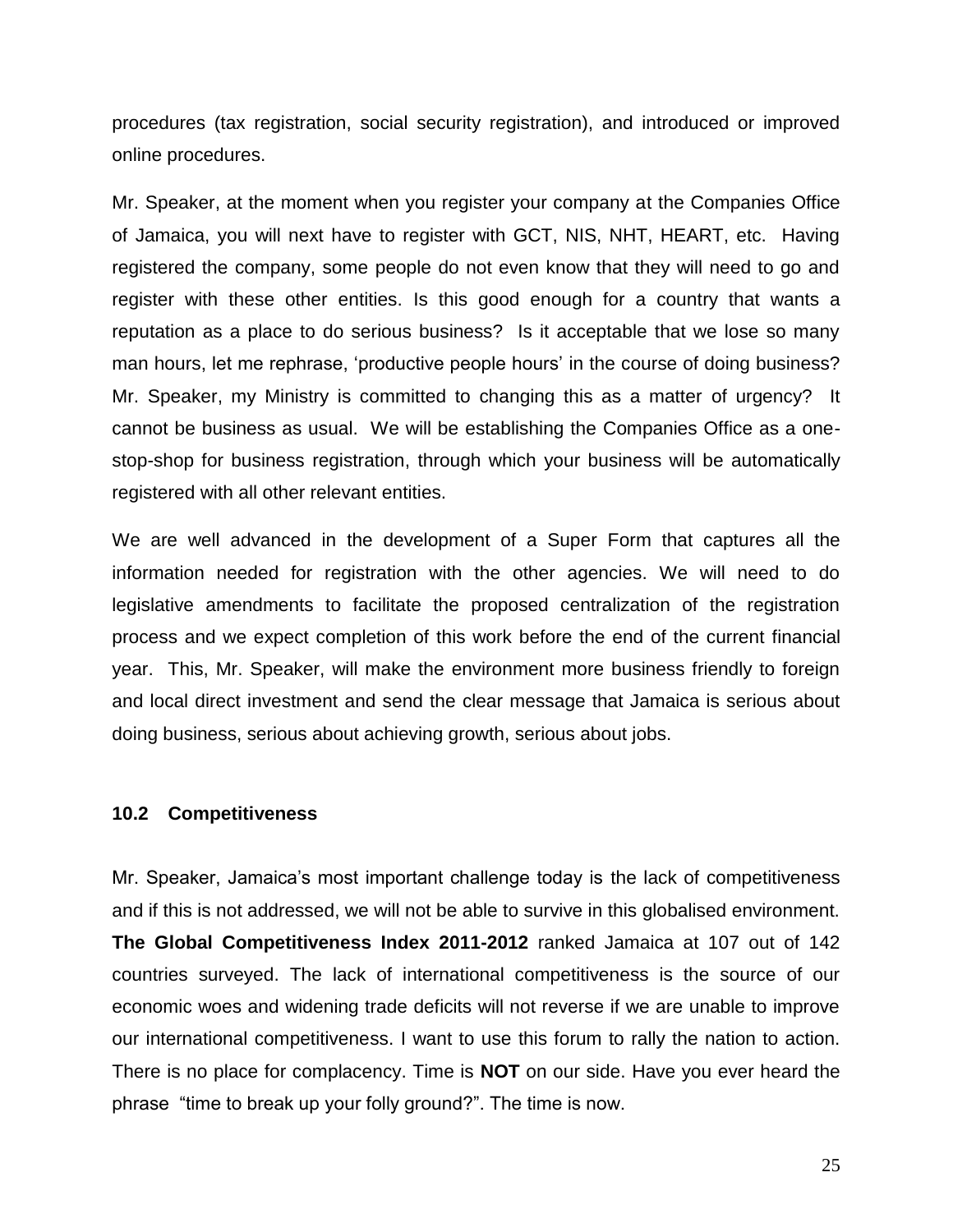procedures (tax registration, social security registration), and introduced or improved online procedures.

Mr. Speaker, at the moment when you register your company at the Companies Office of Jamaica, you will next have to register with GCT, NIS, NHT, HEART, etc. Having registered the company, some people do not even know that they will need to go and register with these other entities. Is this good enough for a country that wants a reputation as a place to do serious business? Is it acceptable that we lose so many man hours, let me rephrase, 'productive people hours' in the course of doing business? Mr. Speaker, my Ministry is committed to changing this as a matter of urgency? It cannot be business as usual. We will be establishing the Companies Office as a one-stop-shop for business registration, through which your business will be automatically registered with all other relevant entities.

We are well advanced in the development of a Super Form that captures all the information needed for registration with the other agencies. We will need to do legislative amendments to facilitate the proposed centralization of the registration process and we expect completion of this work before the end of the current financial year. This, Mr. Speaker, will make the environment more business friendly to foreign and local direct investment and send the clear message that Jamaica is serious about doing business, serious about achieving growth, serious about jobs.

### 10.2 Competitiveness

Mr. Speaker, Jamaica's most important challenge today is the lack of competitiveness and if this is not addressed, we will not be able to survive in this globalised environment. **The Global Competitiveness Index 2011-2012** ranked Jamaica at 107 out of 142 countries surveyed. The lack of international competitiveness is the source of our economic woes and widening trade deficits will not reverse if we are unable to improve our international competitiveness. I want to use this forum to rally the nation to action. There is no place for complacency. Time is **NOT** on our side. Have you ever heard the phrase "time to break up your folly ground?". The time is now.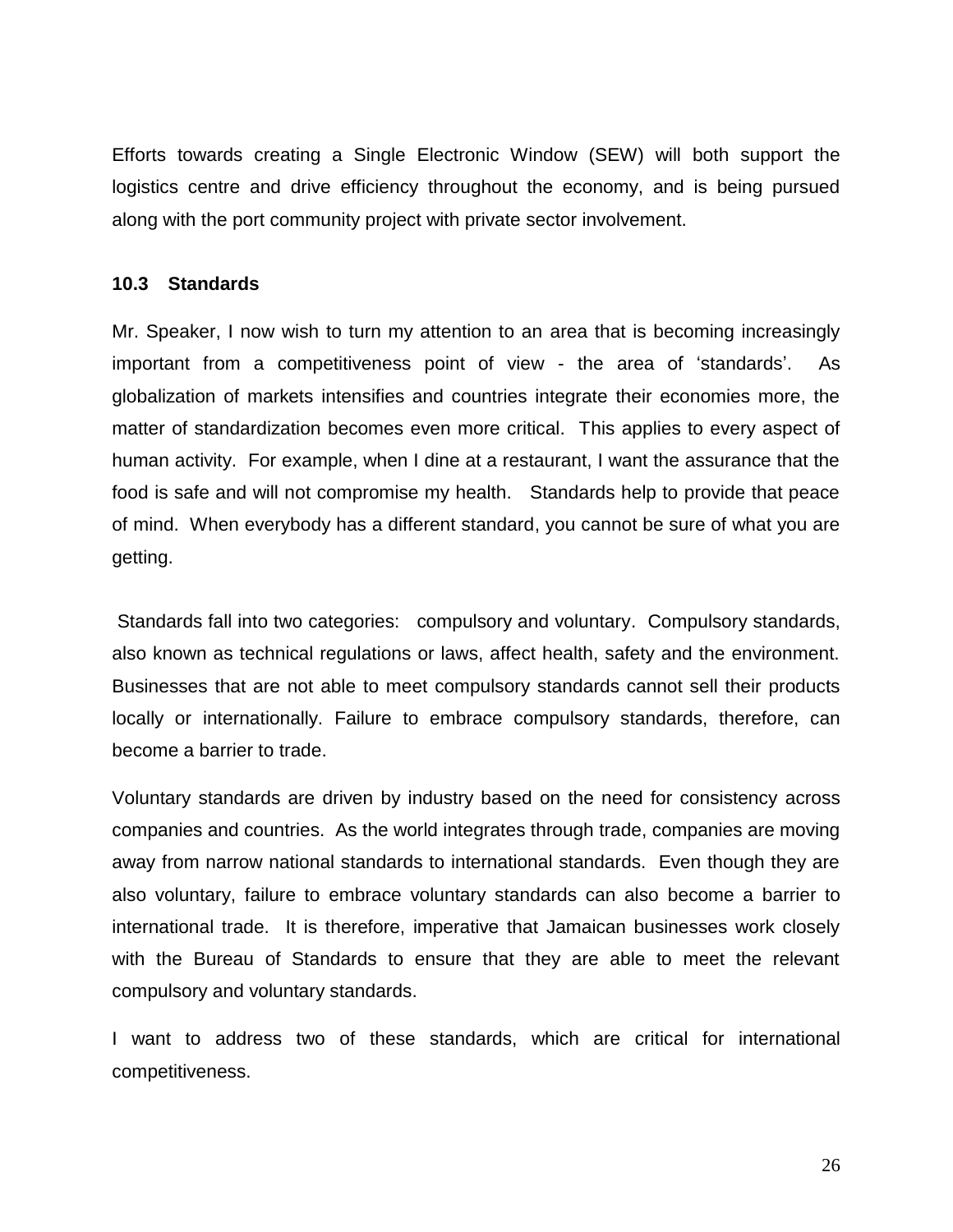Efforts towards creating a Single Electronic Window (SEW) will both support the logistics centre and drive efficiency throughout the economy, and is being pursued along with the port community project with private sector involvement.

### 10.3 Standards

Mr. Speaker, I now wish to turn my attention to an area that is becoming increasingly important from a competitiveness point of view - the area of 'standards'. As globalization of markets intensifies and countries integrate their economies more, the matter of standardization becomes even more critical. This applies to every aspect of human activity. For example, when I dine at a restaurant, I want the assurance that the food is safe and will not compromise my health. Standards help to provide that peace of mind. When everybody has a different standard, you cannot be sure of what you are getting.

Standards fall into two categories: compulsory and voluntary. Compulsory standards, also known as technical regulations or laws, affect health, safety and the environment. Businesses that are not able to meet compulsory standards cannot sell their products locally or internationally. Failure to embrace compulsory standards, therefore, can become a barrier to trade.

Voluntary standards are driven by industry based on the need for consistency across companies and countries. As the world integrates through trade, companies are moving away from narrow national standards to international standards. Even though they are also voluntary, failure to embrace voluntary standards can also become a barrier to international trade. It is therefore, imperative that Jamaican businesses work closely with the Bureau of Standards to ensure that they are able to meet the relevant compulsory and voluntary standards.

I want to address two of these standards, which are critical for international competitiveness.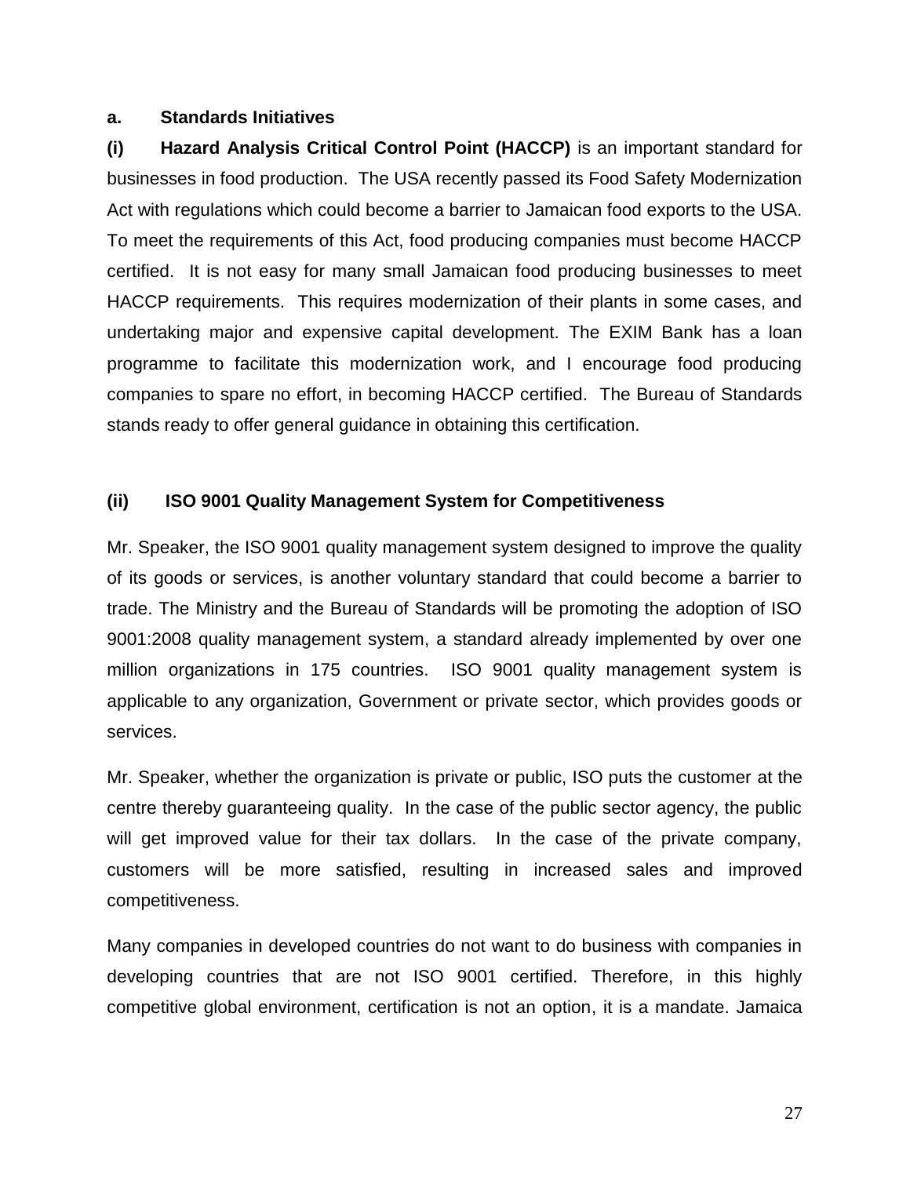**a. Standards Initiatives**

**(i) Hazard Analysis Critical Control Point (HACCP)** is an important standard for businesses in food production. The USA recently passed its Food Safety Modernization Act with regulations which could become a barrier to Jamaican food exports to the USA. To meet the requirements of this Act, food producing companies must become HACCP certified. It is not easy for many small Jamaican food producing businesses to meet HACCP requirements. This requires modernization of their plants in some cases, and undertaking major and expensive capital development. The EXIM Bank has a loan programme to facilitate this modernization work, and I encourage food producing companies to spare no effort, in becoming HACCP certified. The Bureau of Standards stands ready to offer general guidance in obtaining this certification.

**(ii) ISO 9001 Quality Management System for Competitiveness**

Mr. Speaker, the ISO 9001 quality management system designed to improve the quality of its goods or services, is another voluntary standard that could become a barrier to trade. The Ministry and the Bureau of Standards will be promoting the adoption of ISO 9001:2008 quality management system, a standard already implemented by over one million organizations in 175 countries. ISO 9001 quality management system is applicable to any organization, Government or private sector, which provides goods or services.

Mr. Speaker, whether the organization is private or public, ISO puts the customer at the centre thereby guaranteeing quality. In the case of the public sector agency, the public will get improved value for their tax dollars. In the case of the private company, customers will be more satisfied, resulting in increased sales and improved competitiveness.

Many companies in developed countries do not want to do business with companies in developing countries that are not ISO 9001 certified. Therefore, in this highly competitive global environment, certification is not an option, it is a mandate. Jamaica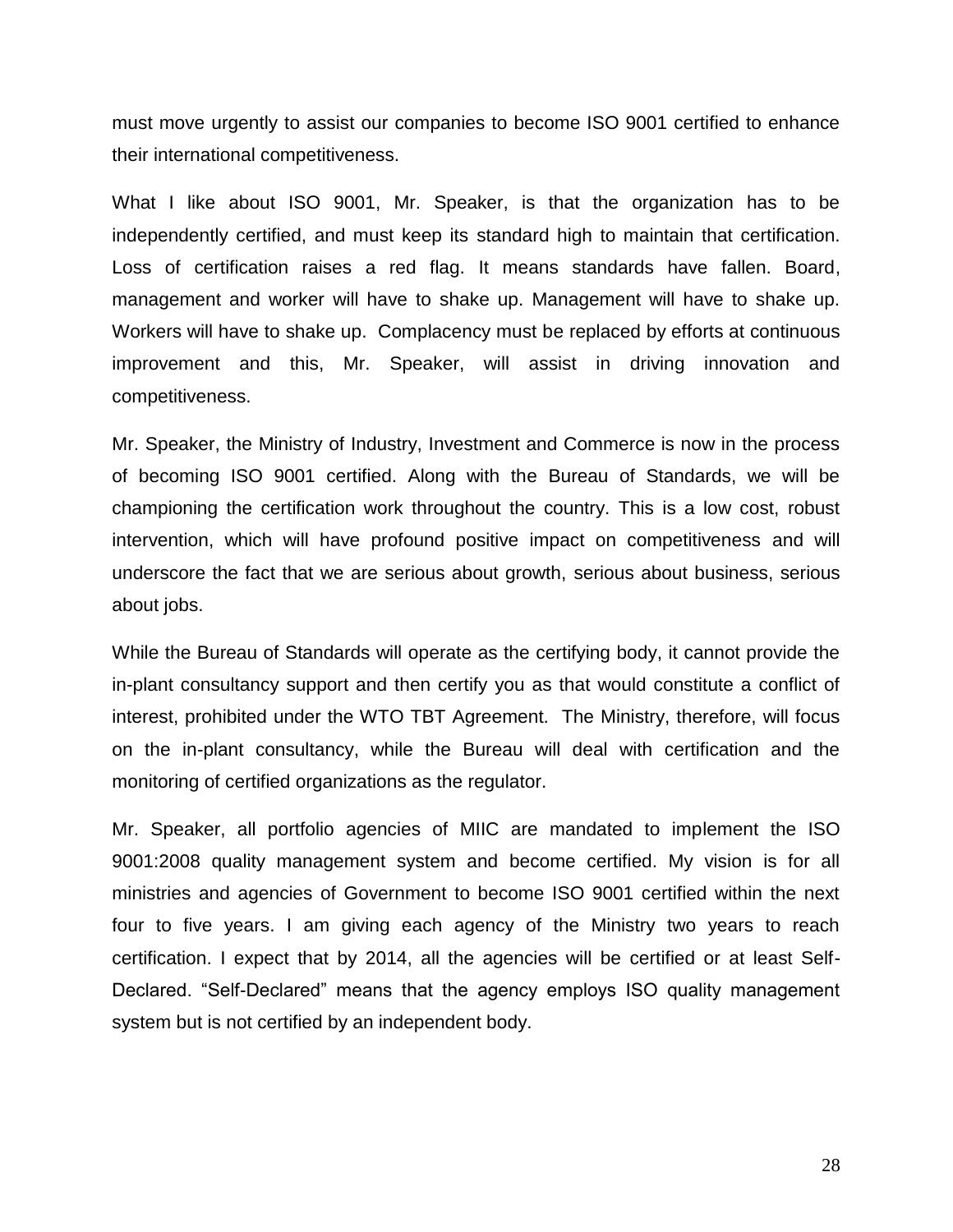must move urgently to assist our companies to become ISO 9001 certified to enhance their international competitiveness.

What I like about ISO 9001, Mr. Speaker, is that the organization has to be independently certified, and must keep its standard high to maintain that certification. Loss of certification raises a red flag. It means standards have fallen. Board, management and worker will have to shake up. Management will have to shake up. Workers will have to shake up. Complacency must be replaced by efforts at continuous improvement and this, Mr. Speaker, will assist in driving innovation and competitiveness.

Mr. Speaker, the Ministry of Industry, Investment and Commerce is now in the process of becoming ISO 9001 certified. Along with the Bureau of Standards, we will be championing the certification work throughout the country. This is a low cost, robust intervention, which will have profound positive impact on competitiveness and will underscore the fact that we are serious about growth, serious about business, serious about jobs.

While the Bureau of Standards will operate as the certifying body, it cannot provide the in-plant consultancy support and then certify you as that would constitute a conflict of interest, prohibited under the WTO TBT Agreement. The Ministry, therefore, will focus on the in-plant consultancy, while the Bureau will deal with certification and the monitoring of certified organizations as the regulator.

Mr. Speaker, all portfolio agencies of MIIC are mandated to implement the ISO 9001:2008 quality management system and become certified. My vision is for all ministries and agencies of Government to become ISO 9001 certified within the next four to five years. I am giving each agency of the Ministry two years to reach certification. I expect that by 2014, all the agencies will be certified or at least Self-Declared. “Self-Declared” means that the agency employs ISO quality management system but is not certified by an independent body.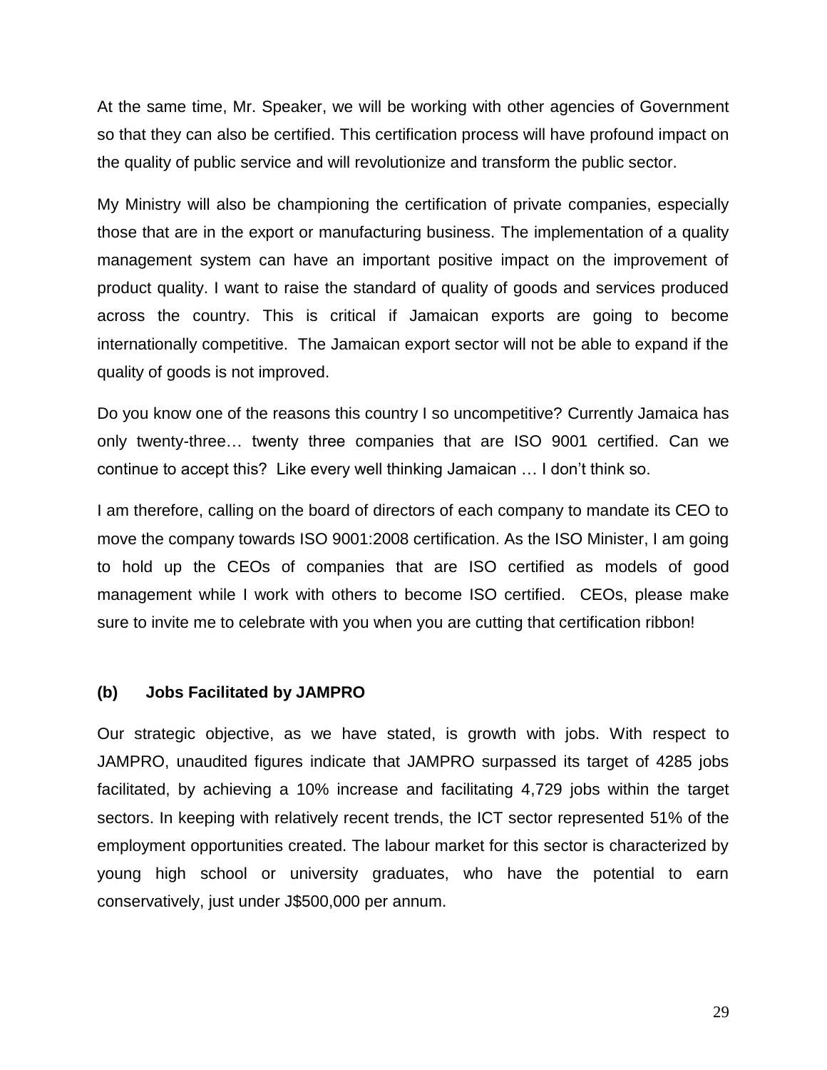At the same time, Mr. Speaker, we will be working with other agencies of Government so that they can also be certified. This certification process will have profound impact on the quality of public service and will revolutionize and transform the public sector.

My Ministry will also be championing the certification of private companies, especially those that are in the export or manufacturing business. The implementation of a quality management system can have an important positive impact on the improvement of product quality. I want to raise the standard of quality of goods and services produced across the country. This is critical if Jamaican exports are going to become internationally competitive. The Jamaican export sector will not be able to expand if the quality of goods is not improved.

Do you know one of the reasons this country I so uncompetitive? Currently Jamaica has only twenty-three… twenty three companies that are ISO 9001 certified. Can we continue to accept this? Like every well thinking Jamaican … I don't think so.

I am therefore, calling on the board of directors of each company to mandate its CEO to move the company towards ISO 9001:2008 certification. As the ISO Minister, I am going to hold up the CEOs of companies that are ISO certified as models of good management while I work with others to become ISO certified. CEOs, please make sure to invite me to celebrate with you when you are cutting that certification ribbon!

### (b) Jobs Facilitated by JAMPRO

Our strategic objective, as we have stated, is growth with jobs. With respect to JAMPRO, unaudited figures indicate that JAMPRO surpassed its target of 4285 jobs facilitated, by achieving a 10% increase and facilitating 4,729 jobs within the target sectors. In keeping with relatively recent trends, the ICT sector represented 51% of the employment opportunities created. The labour market for this sector is characterized by young high school or university graduates, who have the potential to earn conservatively, just under J$500,000 per annum.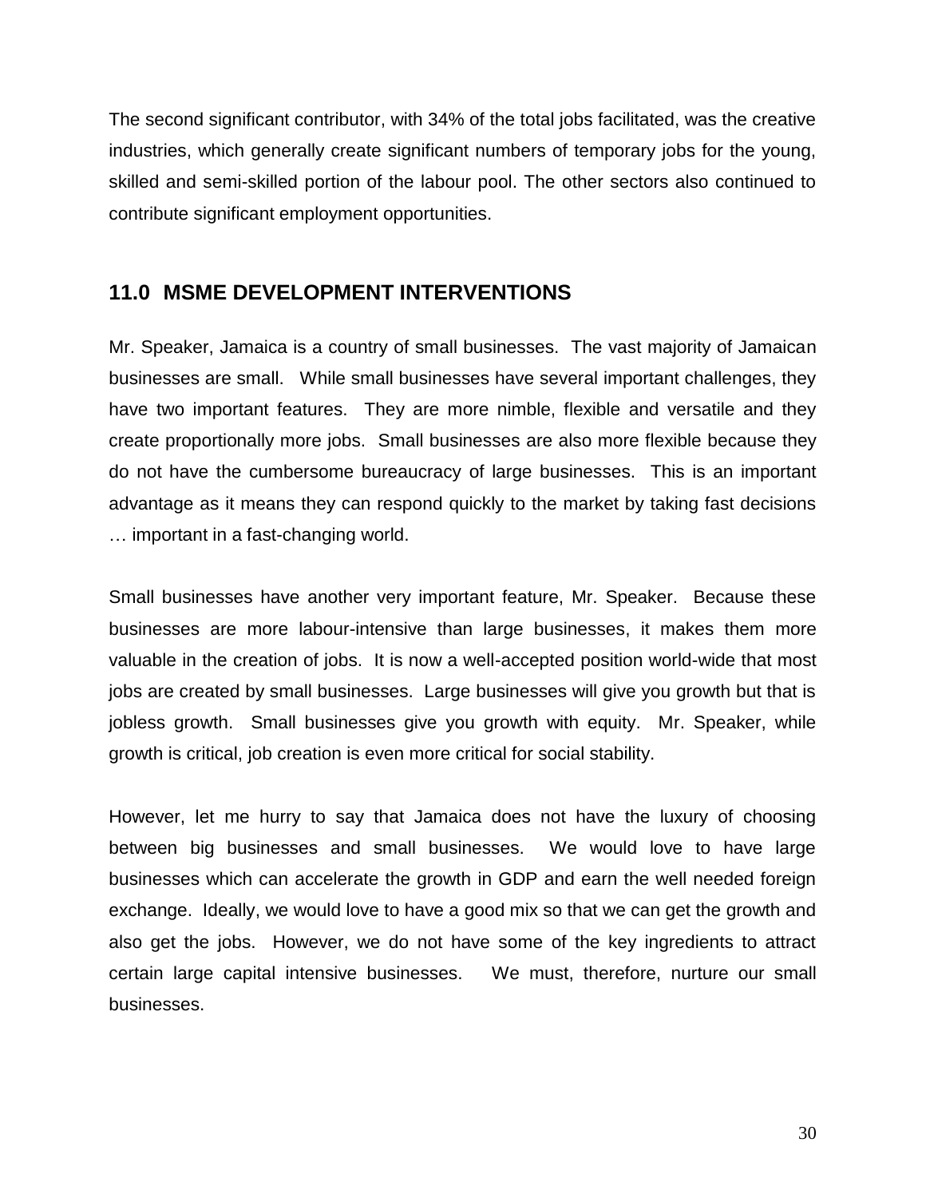The second significant contributor, with 34% of the total jobs facilitated, was the creative industries, which generally create significant numbers of temporary jobs for the young, skilled and semi-skilled portion of the labour pool. The other sectors also continued to contribute significant employment opportunities.

## 11.0 MSME DEVELOPMENT INTERVENTIONS

Mr. Speaker, Jamaica is a country of small businesses. The vast majority of Jamaican businesses are small. While small businesses have several important challenges, they have two important features. They are more nimble, flexible and versatile and they create proportionally more jobs. Small businesses are also more flexible because they do not have the cumbersome bureaucracy of large businesses. This is an important advantage as it means they can respond quickly to the market by taking fast decisions … important in a fast-changing world.

Small businesses have another very important feature, Mr. Speaker. Because these businesses are more labour-intensive than large businesses, it makes them more valuable in the creation of jobs. It is now a well-accepted position world-wide that most jobs are created by small businesses. Large businesses will give you growth but that is jobless growth. Small businesses give you growth with equity. Mr. Speaker, while growth is critical, job creation is even more critical for social stability.

However, let me hurry to say that Jamaica does not have the luxury of choosing between big businesses and small businesses. We would love to have large businesses which can accelerate the growth in GDP and earn the well needed foreign exchange. Ideally, we would love to have a good mix so that we can get the growth and also get the jobs. However, we do not have some of the key ingredients to attract certain large capital intensive businesses. We must, therefore, nurture our small businesses.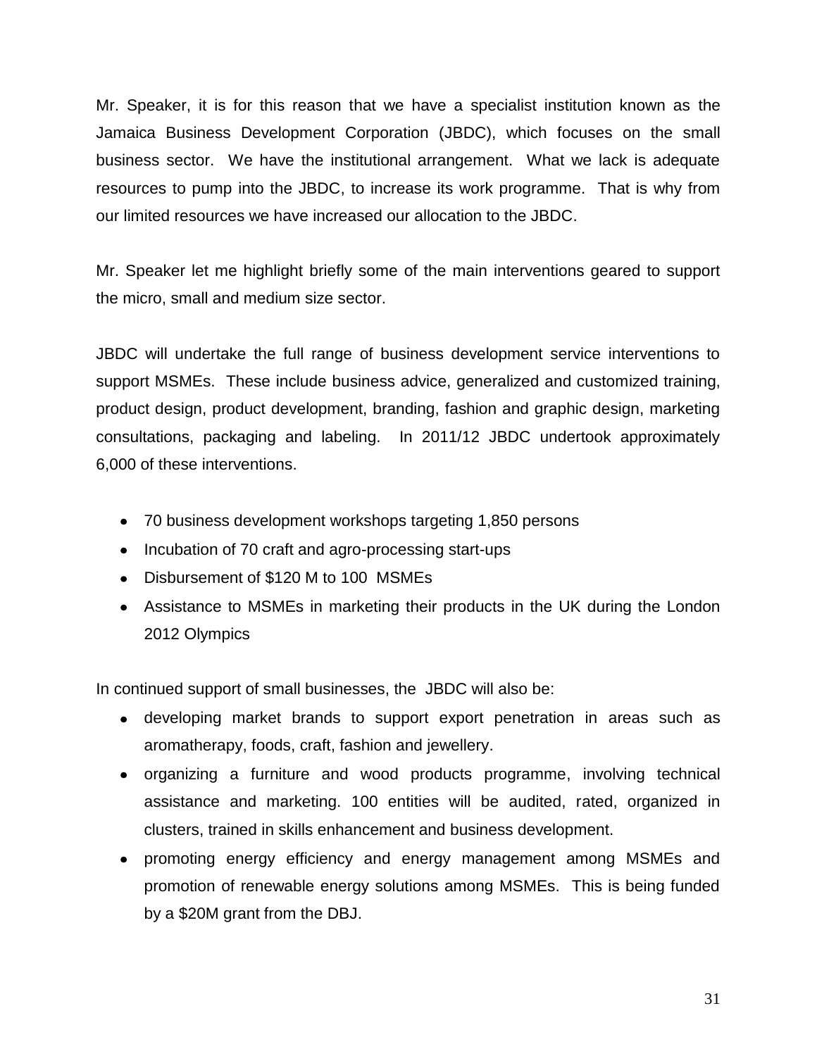Mr. Speaker, it is for this reason that we have a specialist institution known as the Jamaica Business Development Corporation (JBDC), which focuses on the small business sector. We have the institutional arrangement. What we lack is adequate resources to pump into the JBDC, to increase its work programme. That is why from our limited resources we have increased our allocation to the JBDC.

Mr. Speaker let me highlight briefly some of the main interventions geared to support the micro, small and medium size sector.

JBDC will undertake the full range of business development service interventions to support MSMEs. These include business advice, generalized and customized training, product design, product development, branding, fashion and graphic design, marketing consultations, packaging and labeling. In 2011/12 JBDC undertook approximately 6,000 of these interventions.

- 70 business development workshops targeting 1,850 persons
- Incubation of 70 craft and agro-processing start-ups
- Disbursement of $120 M to 100 MSMEs
- Assistance to MSMEs in marketing their products in the UK during the London 2012 Olympics

In continued support of small businesses, the JBDC will also be:

- developing market brands to support export penetration in areas such as aromatherapy, foods, craft, fashion and jewellery.
- organizing a furniture and wood products programme, involving technical assistance and marketing. 100 entities will be audited, rated, organized in clusters, trained in skills enhancement and business development.
- promoting energy efficiency and energy management among MSMEs and promotion of renewable energy solutions among MSMEs. This is being funded by a $20M grant from the DBJ.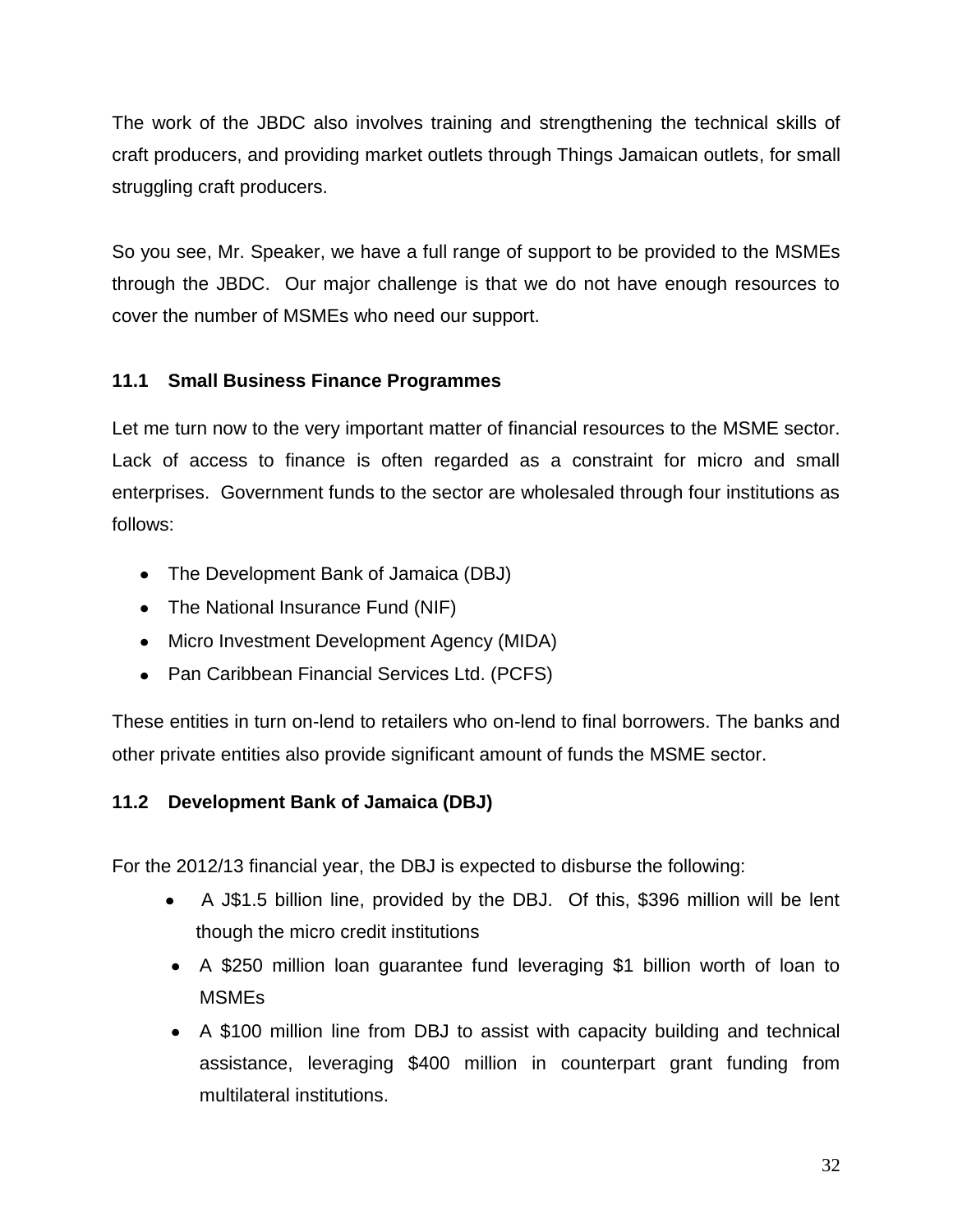The work of the JBDC also involves training and strengthening the technical skills of craft producers, and providing market outlets through Things Jamaican outlets, for small struggling craft producers.

So you see, Mr. Speaker, we have a full range of support to be provided to the MSMEs through the JBDC. Our major challenge is that we do not have enough resources to cover the number of MSMEs who need our support.

### 11.1 Small Business Finance Programmes

Let me turn now to the very important matter of financial resources to the MSME sector. Lack of access to finance is often regarded as a constraint for micro and small enterprises. Government funds to the sector are wholesaled through four institutions as follows:

- The Development Bank of Jamaica (DBJ)
- The National Insurance Fund (NIF)
- Micro Investment Development Agency (MIDA)
- Pan Caribbean Financial Services Ltd. (PCFS)

These entities in turn on-lend to retailers who on-lend to final borrowers. The banks and other private entities also provide significant amount of funds the MSME sector.

### 11.2 Development Bank of Jamaica (DBJ)

For the 2012/13 financial year, the DBJ is expected to disburse the following:

- A J$1.5 billion line, provided by the DBJ. Of this, $396 million will be lent though the micro credit institutions
- A $250 million loan guarantee fund leveraging $1 billion worth of loan to MSMEs
- A $100 million line from DBJ to assist with capacity building and technical assistance, leveraging $400 million in counterpart grant funding from multilateral institutions.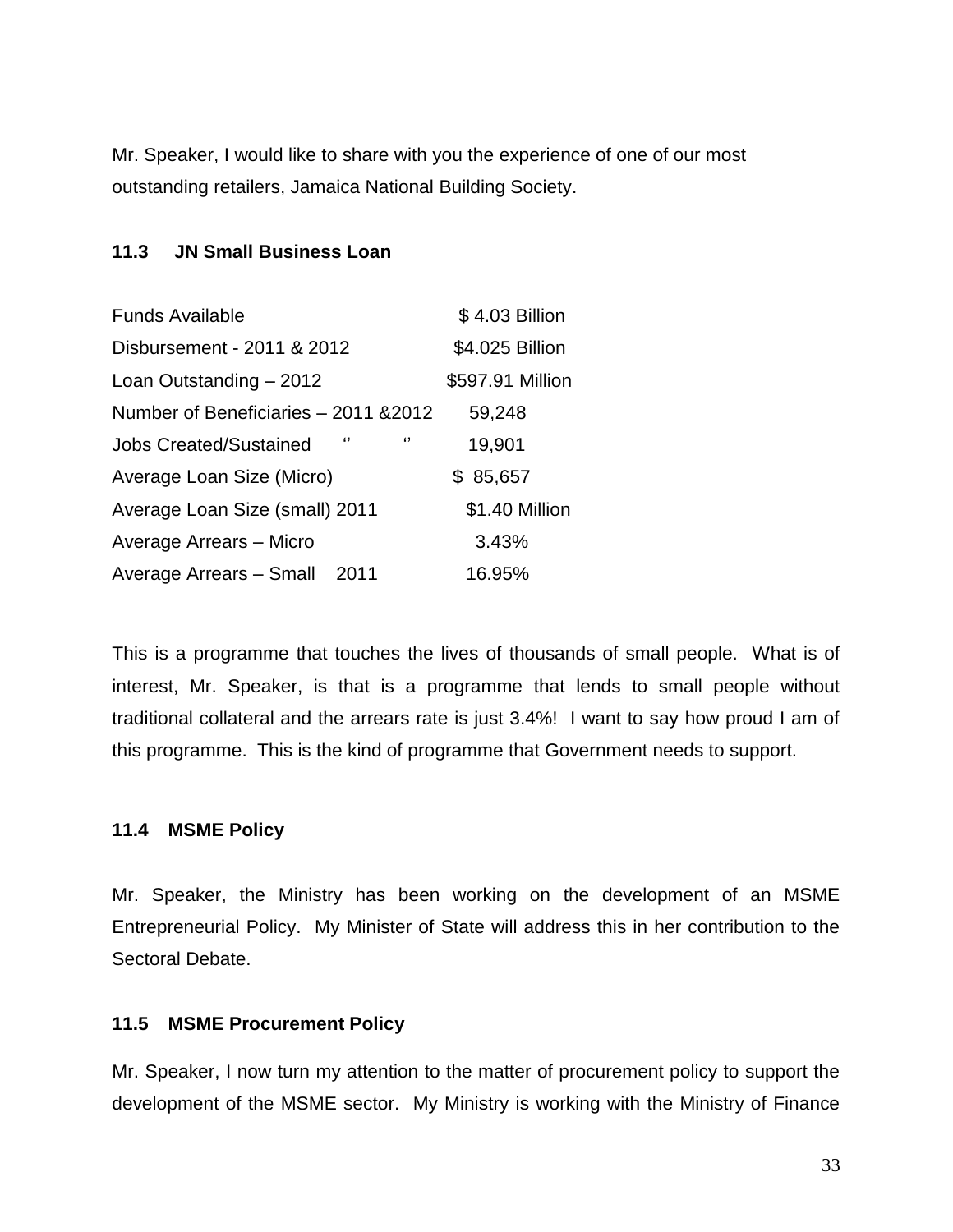Mr. Speaker, I would like to share with you the experience of one of our most outstanding retailers, Jamaica National Building Society.

### 11.3 JN Small Business Loan

| | |
|---|---|
| Funds Available | $ 4.03 Billion |
| Disbursement - 2011 & 2012 | $4.025 Billion |
| Loan Outstanding – 2012 | $597.91 Million |
| Number of Beneficiaries – 2011 &2012 | 59,248 |
| Jobs Created/Sustained ‘’ ‘’ | 19,901 |
| Average Loan Size (Micro) | $ 85,657 |
| Average Loan Size (small) 2011 | $1.40 Million |
| Average Arrears – Micro | 3.43% |
| Average Arrears – Small 2011 | 16.95% |

This is a programme that touches the lives of thousands of small people. What is of interest, Mr. Speaker, is that is a programme that lends to small people without traditional collateral and the arrears rate is just 3.4%! I want to say how proud I am of this programme. This is the kind of programme that Government needs to support.

### 11.4 MSME Policy

Mr. Speaker, the Ministry has been working on the development of an MSME Entrepreneurial Policy. My Minister of State will address this in her contribution to the Sectoral Debate.

### 11.5 MSME Procurement Policy

Mr. Speaker, I now turn my attention to the matter of procurement policy to support the development of the MSME sector. My Ministry is working with the Ministry of Finance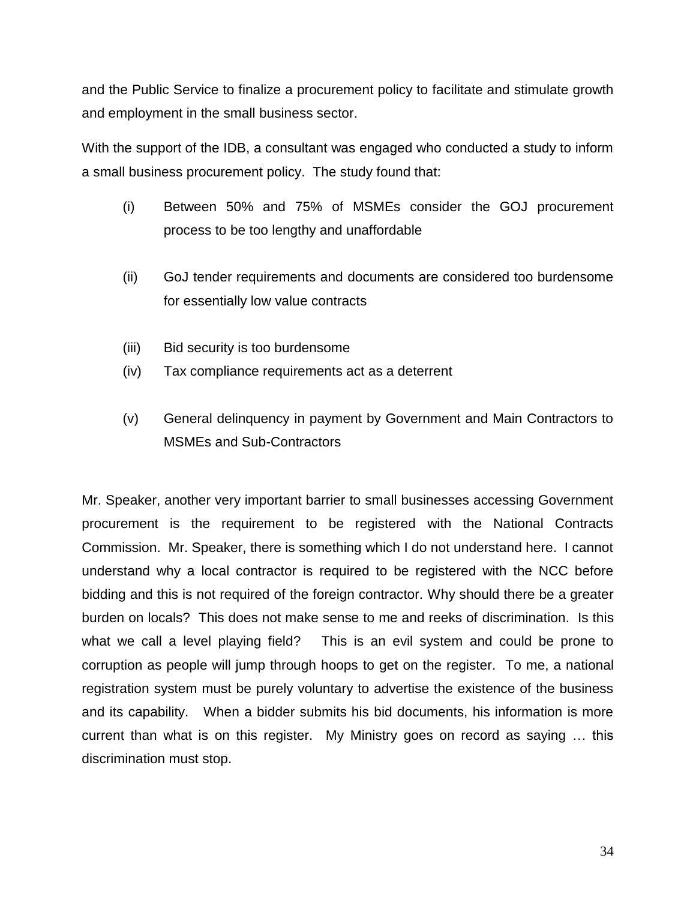and the Public Service to finalize a procurement policy to facilitate and stimulate growth and employment in the small business sector.

With the support of the IDB, a consultant was engaged who conducted a study to inform a small business procurement policy. The study found that:

(i) Between 50% and 75% of MSMEs consider the GOJ procurement process to be too lengthy and unaffordable

(ii) GoJ tender requirements and documents are considered too burdensome for essentially low value contracts

(iii) Bid security is too burdensome

(iv) Tax compliance requirements act as a deterrent

(v) General delinquency in payment by Government and Main Contractors to MSMEs and Sub-Contractors

Mr. Speaker, another very important barrier to small businesses accessing Government procurement is the requirement to be registered with the National Contracts Commission. Mr. Speaker, there is something which I do not understand here. I cannot understand why a local contractor is required to be registered with the NCC before bidding and this is not required of the foreign contractor. Why should there be a greater burden on locals? This does not make sense to me and reeks of discrimination. Is this what we call a level playing field? This is an evil system and could be prone to corruption as people will jump through hoops to get on the register. To me, a national registration system must be purely voluntary to advertise the existence of the business and its capability. When a bidder submits his bid documents, his information is more current than what is on this register. My Ministry goes on record as saying … this discrimination must stop.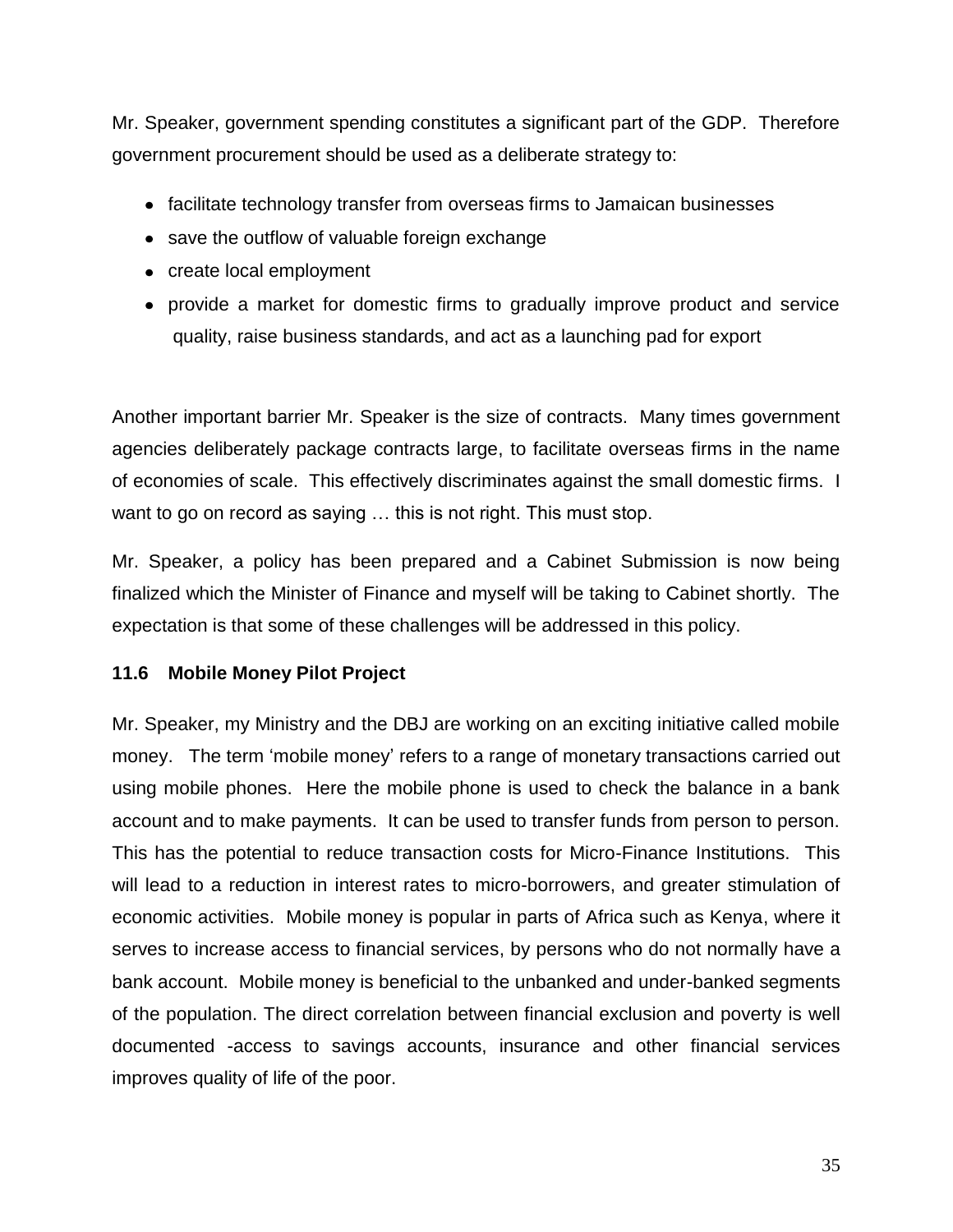Mr. Speaker, government spending constitutes a significant part of the GDP. Therefore government procurement should be used as a deliberate strategy to:

- facilitate technology transfer from overseas firms to Jamaican businesses
- save the outflow of valuable foreign exchange
- create local employment
- provide a market for domestic firms to gradually improve product and service quality, raise business standards, and act as a launching pad for export

Another important barrier Mr. Speaker is the size of contracts. Many times government agencies deliberately package contracts large, to facilitate overseas firms in the name of economies of scale. This effectively discriminates against the small domestic firms. I want to go on record as saying … this is not right. This must stop.

Mr. Speaker, a policy has been prepared and a Cabinet Submission is now being finalized which the Minister of Finance and myself will be taking to Cabinet shortly. The expectation is that some of these challenges will be addressed in this policy.

### 11.6 Mobile Money Pilot Project

Mr. Speaker, my Ministry and the DBJ are working on an exciting initiative called mobile money. The term 'mobile money' refers to a range of monetary transactions carried out using mobile phones. Here the mobile phone is used to check the balance in a bank account and to make payments. It can be used to transfer funds from person to person. This has the potential to reduce transaction costs for Micro-Finance Institutions. This will lead to a reduction in interest rates to micro-borrowers, and greater stimulation of economic activities. Mobile money is popular in parts of Africa such as Kenya, where it serves to increase access to financial services, by persons who do not normally have a bank account. Mobile money is beneficial to the unbanked and under-banked segments of the population. The direct correlation between financial exclusion and poverty is well documented -access to savings accounts, insurance and other financial services improves quality of life of the poor.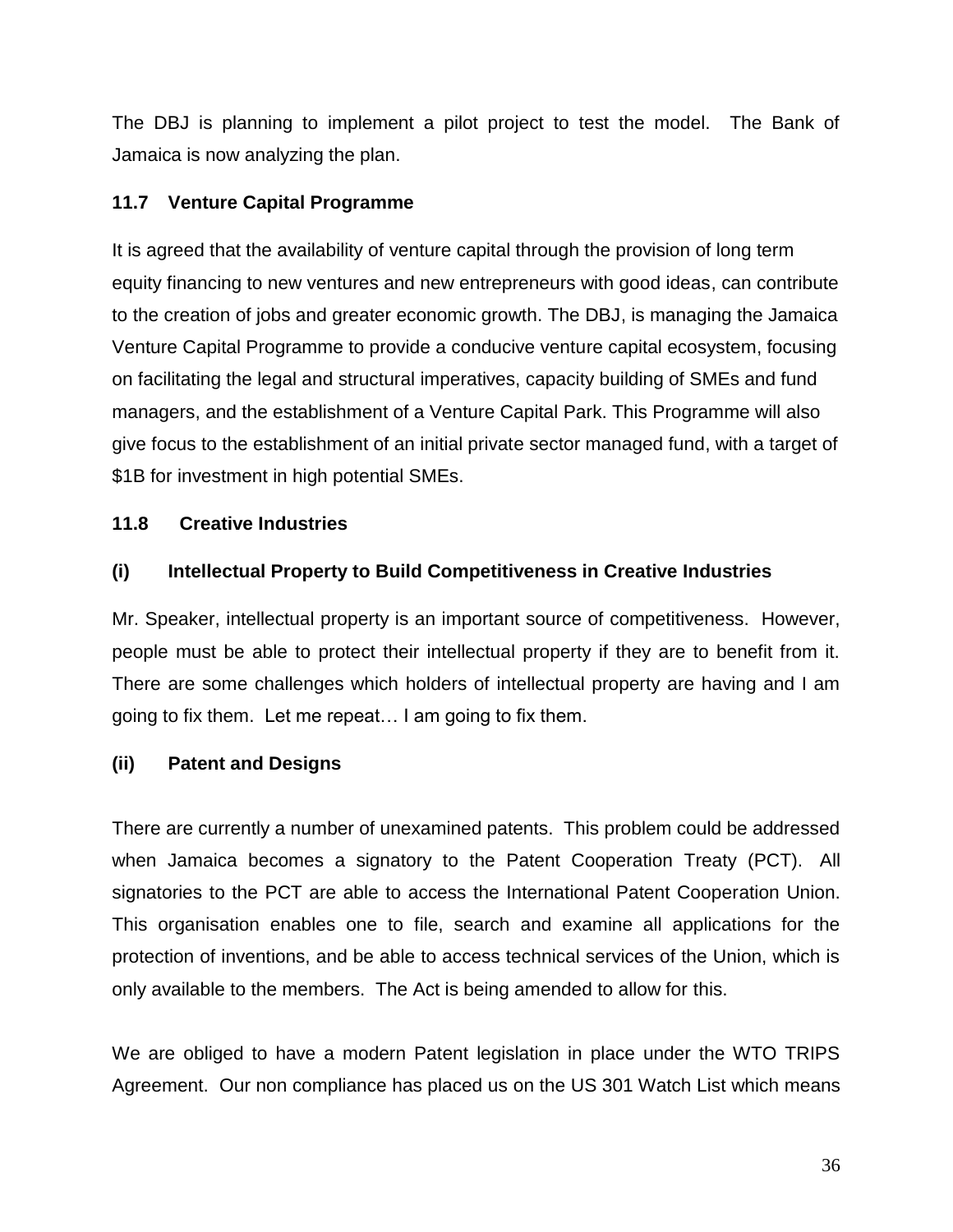The DBJ is planning to implement a pilot project to test the model. The Bank of Jamaica is now analyzing the plan.

### 11.7 Venture Capital Programme

It is agreed that the availability of venture capital through the provision of long term equity financing to new ventures and new entrepreneurs with good ideas, can contribute to the creation of jobs and greater economic growth. The DBJ, is managing the Jamaica Venture Capital Programme to provide a conducive venture capital ecosystem, focusing on facilitating the legal and structural imperatives, capacity building of SMEs and fund managers, and the establishment of a Venture Capital Park. This Programme will also give focus to the establishment of an initial private sector managed fund, with a target of $1B for investment in high potential SMEs.

### 11.8 Creative Industries

#### (i) Intellectual Property to Build Competitiveness in Creative Industries

Mr. Speaker, intellectual property is an important source of competitiveness. However, people must be able to protect their intellectual property if they are to benefit from it. There are some challenges which holders of intellectual property are having and I am going to fix them. Let me repeat… I am going to fix them.

#### (ii) Patent and Designs

There are currently a number of unexamined patents. This problem could be addressed when Jamaica becomes a signatory to the Patent Cooperation Treaty (PCT). All signatories to the PCT are able to access the International Patent Cooperation Union. This organisation enables one to file, search and examine all applications for the protection of inventions, and be able to access technical services of the Union, which is only available to the members. The Act is being amended to allow for this.

We are obliged to have a modern Patent legislation in place under the WTO TRIPS Agreement. Our non compliance has placed us on the US 301 Watch List which means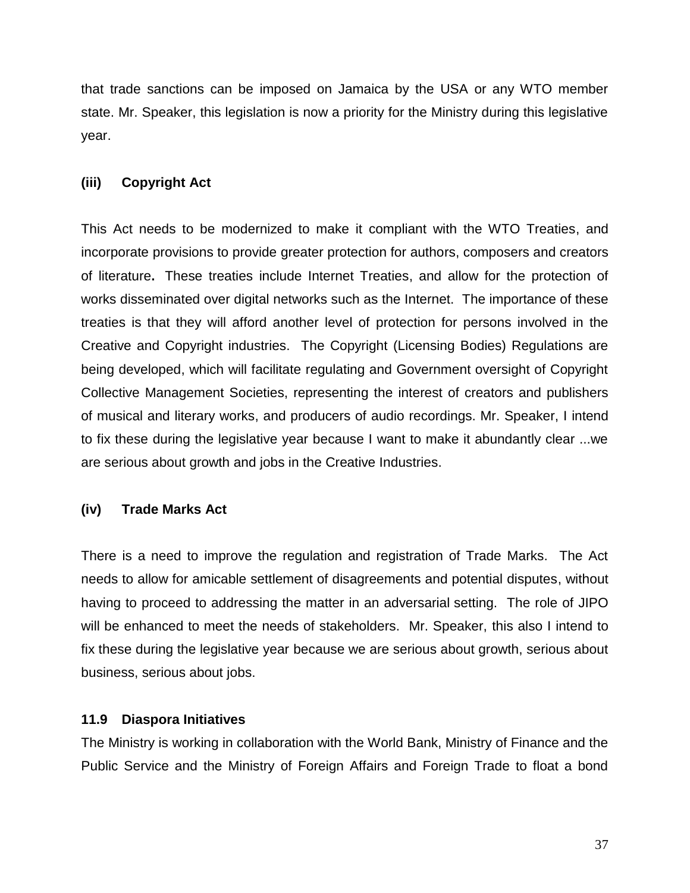that trade sanctions can be imposed on Jamaica by the USA or any WTO member state. Mr. Speaker, this legislation is now a priority for the Ministry during this legislative year.

**(iii) Copyright Act**

This Act needs to be modernized to make it compliant with the WTO Treaties, and incorporate provisions to provide greater protection for authors, composers and creators of literature**.** These treaties include Internet Treaties, and allow for the protection of works disseminated over digital networks such as the Internet. The importance of these treaties is that they will afford another level of protection for persons involved in the Creative and Copyright industries. The Copyright (Licensing Bodies) Regulations are being developed, which will facilitate regulating and Government oversight of Copyright Collective Management Societies, representing the interest of creators and publishers of musical and literary works, and producers of audio recordings. Mr. Speaker, I intend to fix these during the legislative year because I want to make it abundantly clear ...we are serious about growth and jobs in the Creative Industries.

**(iv) Trade Marks Act**

There is a need to improve the regulation and registration of Trade Marks. The Act needs to allow for amicable settlement of disagreements and potential disputes, without having to proceed to addressing the matter in an adversarial setting. The role of JIPO will be enhanced to meet the needs of stakeholders. Mr. Speaker, this also I intend to fix these during the legislative year because we are serious about growth, serious about business, serious about jobs.

**11.9 Diaspora Initiatives**

The Ministry is working in collaboration with the World Bank, Ministry of Finance and the Public Service and the Ministry of Foreign Affairs and Foreign Trade to float a bond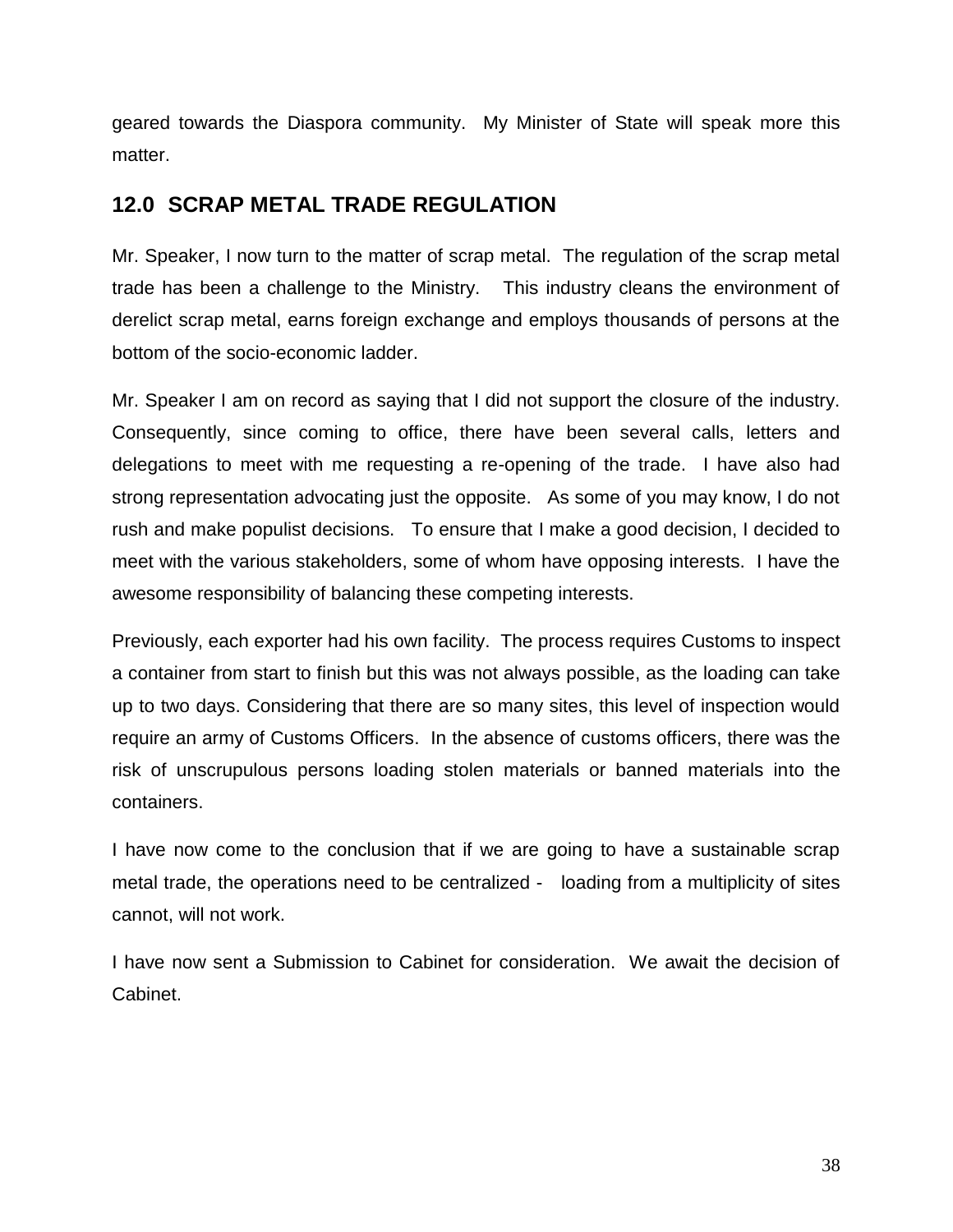geared towards the Diaspora community. My Minister of State will speak more this matter.

## 12.0 SCRAP METAL TRADE REGULATION

Mr. Speaker, I now turn to the matter of scrap metal. The regulation of the scrap metal trade has been a challenge to the Ministry. This industry cleans the environment of derelict scrap metal, earns foreign exchange and employs thousands of persons at the bottom of the socio-economic ladder.

Mr. Speaker I am on record as saying that I did not support the closure of the industry. Consequently, since coming to office, there have been several calls, letters and delegations to meet with me requesting a re-opening of the trade. I have also had strong representation advocating just the opposite. As some of you may know, I do not rush and make populist decisions. To ensure that I make a good decision, I decided to meet with the various stakeholders, some of whom have opposing interests. I have the awesome responsibility of balancing these competing interests.

Previously, each exporter had his own facility. The process requires Customs to inspect a container from start to finish but this was not always possible, as the loading can take up to two days. Considering that there are so many sites, this level of inspection would require an army of Customs Officers. In the absence of customs officers, there was the risk of unscrupulous persons loading stolen materials or banned materials into the containers.

I have now come to the conclusion that if we are going to have a sustainable scrap metal trade, the operations need to be centralized - loading from a multiplicity of sites cannot, will not work.

I have now sent a Submission to Cabinet for consideration. We await the decision of Cabinet.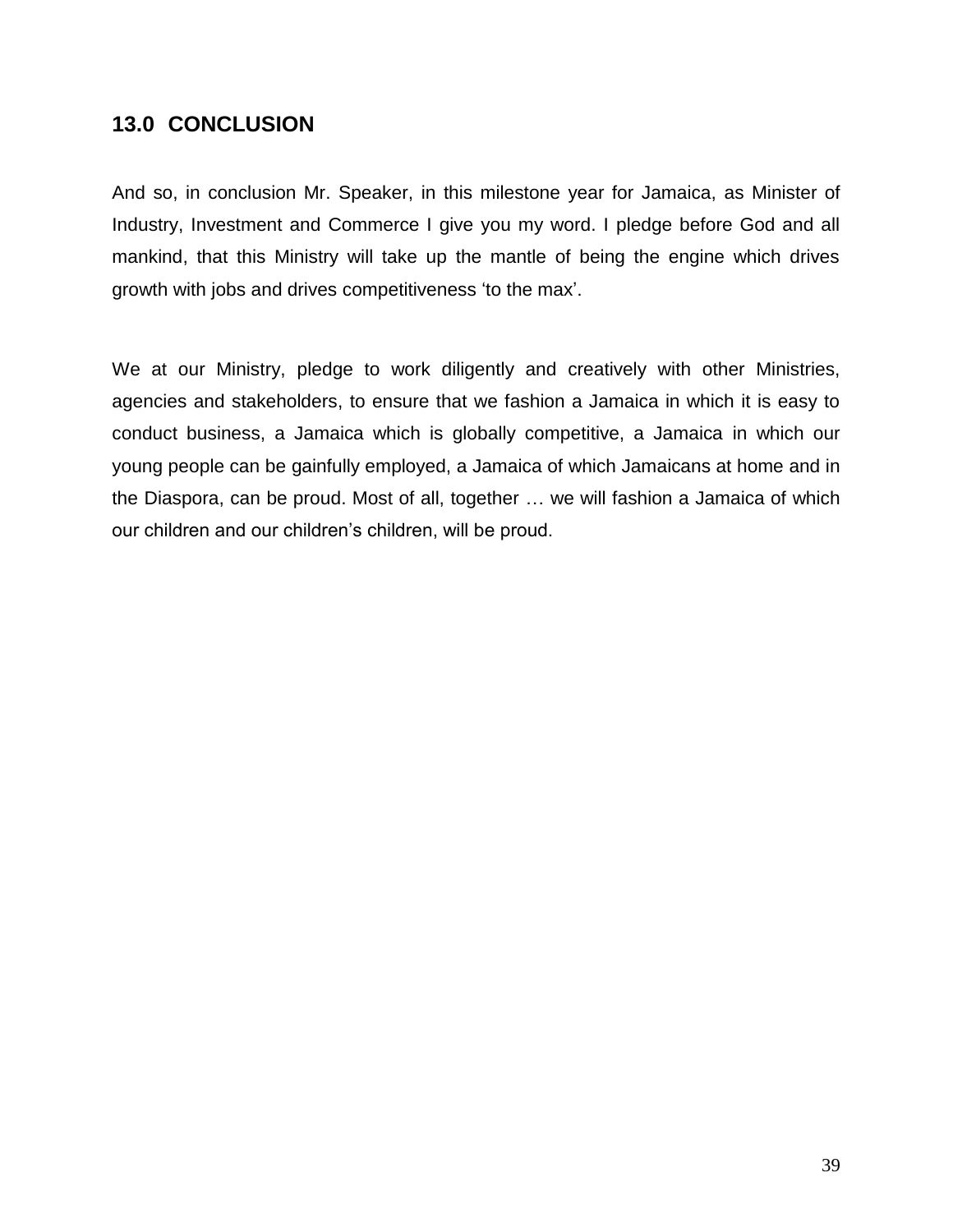## 13.0 CONCLUSION

And so, in conclusion Mr. Speaker, in this milestone year for Jamaica, as Minister of Industry, Investment and Commerce I give you my word. I pledge before God and all mankind, that this Ministry will take up the mantle of being the engine which drives growth with jobs and drives competitiveness 'to the max'.

We at our Ministry, pledge to work diligently and creatively with other Ministries, agencies and stakeholders, to ensure that we fashion a Jamaica in which it is easy to conduct business, a Jamaica which is globally competitive, a Jamaica in which our young people can be gainfully employed, a Jamaica of which Jamaicans at home and in the Diaspora, can be proud. Most of all, together … we will fashion a Jamaica of which our children and our children's children, will be proud.